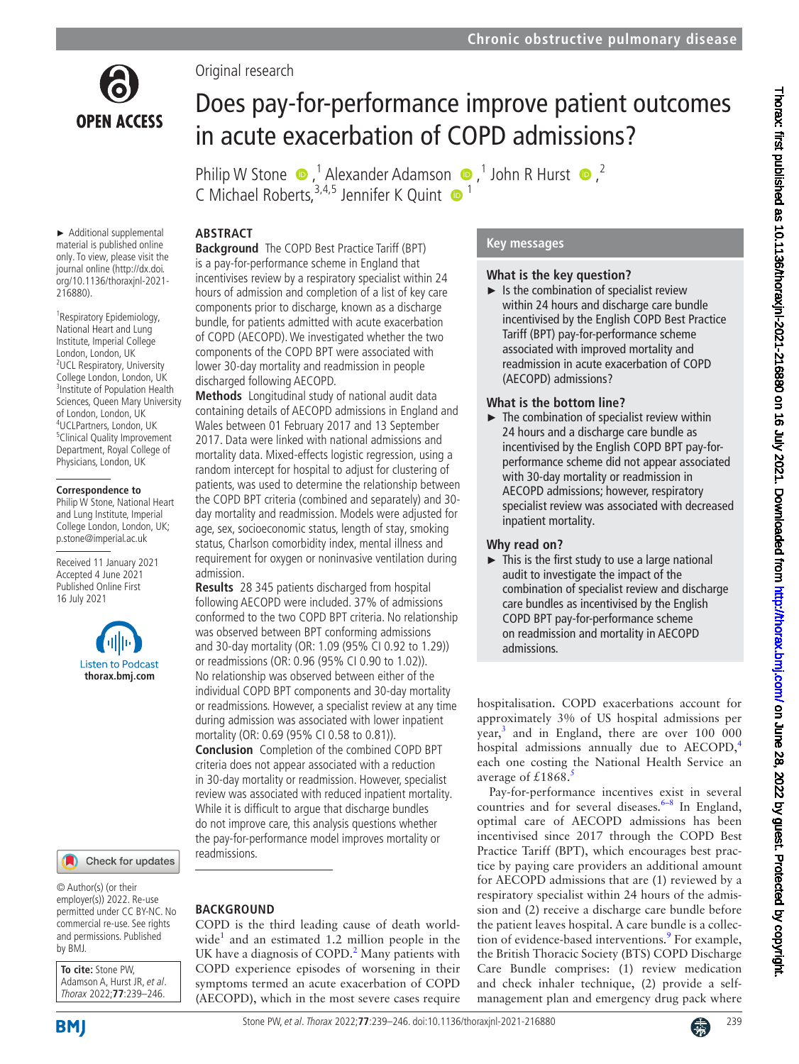Original research

# Does pay-for-performance improve patient outcomes in acute exacerbation of COPD admissions?

Philip W Stone,[1] Alexander Adamson,[1] John R Hurst,[2] C Michael Roberts,[3,4,5] Jennifer K Quint[1]

► Additional supplemental material is published online only. To view, please visit the journal online (http://dx.doi.org/10.1136/thoraxjnl-2021-216880).

[1]Respiratory Epidemiology, National Heart and Lung Institute, Imperial College London, London, UK
[2]UCL Respiratory, University College London, London, UK
[3]Institute of Population Health Sciences, Queen Mary University of London, London, UK
[4]UCLPartners, London, UK
[5]Clinical Quality Improvement Department, Royal College of Physicians, London, UK

**Correspondence to**
Philip W Stone, National Heart and Lung Institute, Imperial College London, London, UK; p.stone@imperial.ac.uk

Received 11 January 2021
Accepted 4 June 2021
Published Online First 16 July 2021

© Author(s) (or their employer(s)) 2022. Re-use permitted under CC BY-NC. No commercial re-use. See rights and permissions. Published by BMJ.

**To cite:** Stone PW, Adamson A, Hurst JR, *et al*. *Thorax* 2022;**77**:239–246.

## ABSTRACT

**Background** The COPD Best Practice Tariff (BPT) is a pay-for-performance scheme in England that incentivises review by a respiratory specialist within 24 hours of admission and completion of a list of key care components prior to discharge, known as a discharge bundle, for patients admitted with acute exacerbation of COPD (AECOPD). We investigated whether the two components of the COPD BPT were associated with lower 30-day mortality and readmission in people discharged following AECOPD.

**Methods** Longitudinal study of national audit data containing details of AECOPD admissions in England and Wales between 01 February 2017 and 13 September 2017. Data were linked with national admissions and mortality data. Mixed-effects logistic regression, using a random intercept for hospital to adjust for clustering of patients, was used to determine the relationship between the COPD BPT criteria (combined and separately) and 30-day mortality and readmission. Models were adjusted for age, sex, socioeconomic status, length of stay, smoking status, Charlson comorbidity index, mental illness and requirement for oxygen or noninvasive ventilation during admission.

**Results** 28 345 patients discharged from hospital following AECOPD were included. 37% of admissions conformed to the two COPD BPT criteria. No relationship was observed between BPT conforming admissions and 30-day mortality (OR: 1.09 (95% CI 0.92 to 1.29)) or readmissions (OR: 0.96 (95% CI 0.90 to 1.02)). No relationship was observed between either of the individual COPD BPT components and 30-day mortality or readmissions. However, a specialist review at any time during admission was associated with lower inpatient mortality (OR: 0.69 (95% CI 0.58 to 0.81)).

**Conclusion** Completion of the combined COPD BPT criteria does not appear associated with a reduction in 30-day mortality or readmission. However, specialist review was associated with reduced inpatient mortality. While it is difficult to argue that discharge bundles do not improve care, this analysis questions whether the pay-for-performance model improves mortality or readmissions.

## Key messages

### What is the key question?

► Is the combination of specialist review within 24 hours and discharge care bundle incentivised by the English COPD Best Practice Tariff (BPT) pay-for-performance scheme associated with improved mortality and readmission in acute exacerbation of COPD (AECOPD) admissions?

### What is the bottom line?

► The combination of specialist review within 24 hours and a discharge care bundle as incentivised by the English COPD BPT pay-for-performance scheme did not appear associated with 30-day mortality or readmission in AECOPD admissions; however, respiratory specialist review was associated with decreased inpatient mortality.

### Why read on?

► This is the first study to use a large national audit to investigate the impact of the combination of specialist review and discharge care bundles as incentivised by the English COPD BPT pay-for-performance scheme on readmission and mortality in AECOPD admissions.

## BACKGROUND

COPD is the third leading cause of death worldwide[1] and an estimated 1.2 million people in the UK have a diagnosis of COPD.[2] Many patients with COPD experience episodes of worsening in their symptoms termed an acute exacerbation of COPD (AECOPD), which in the most severe cases require hospitalisation. COPD exacerbations account for approximately 3% of US hospital admissions per year,[3] and in England, there are over 100 000 hospital admissions annually due to AECOPD,[4] each one costing the National Health Service an average of £1868.[5]

Pay-for-performance incentives exist in several countries and for several diseases.[6–8] In England, optimal care of AECOPD admissions has been incentivised since 2017 through the COPD Best Practice Tariff (BPT), which encourages best practice by paying care providers an additional amount for AECOPD admissions that are (1) reviewed by a respiratory specialist within 24 hours of the admission and (2) receive a discharge care bundle before the patient leaves hospital. A care bundle is a collection of evidence-based interventions.[9] For example, the British Thoracic Society (BTS) COPD Discharge Care Bundle comprises: (1) review medication and check inhaler technique, (2) provide a self-management plan and emergency drug pack where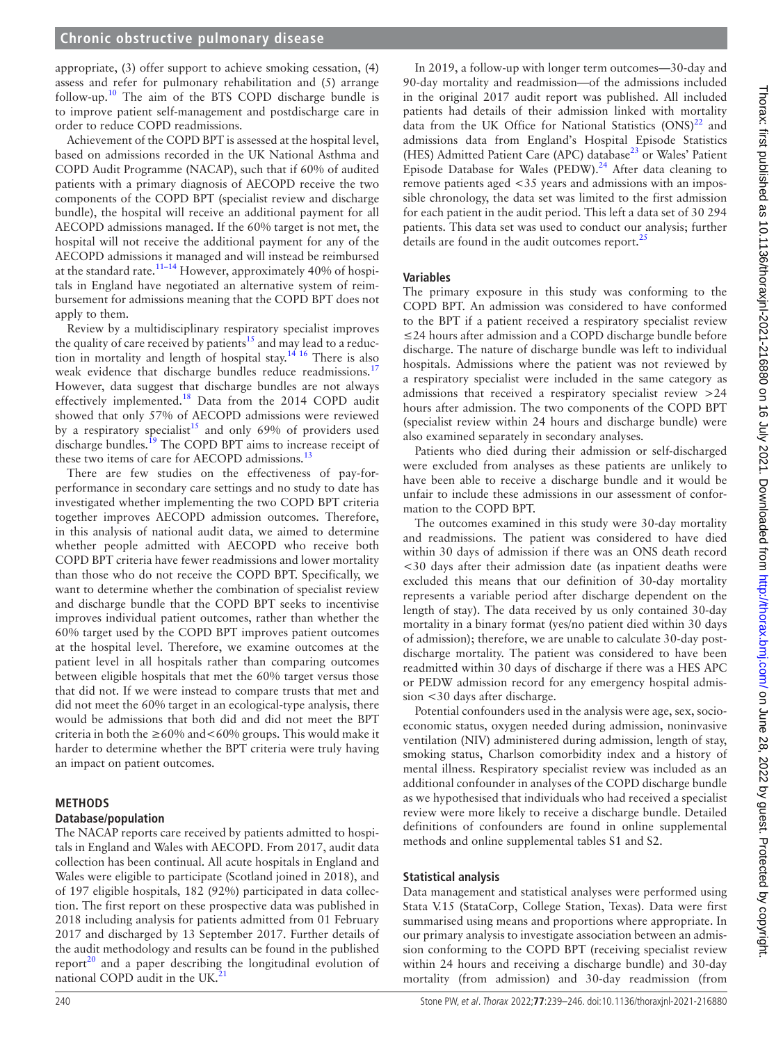appropriate, (3) offer support to achieve smoking cessation, (4) assess and refer for pulmonary rehabilitation and (5) arrange follow-up.[10] The aim of the BTS COPD discharge bundle is to improve patient self-management and postdischarge care in order to reduce COPD readmissions.

Achievement of the COPD BPT is assessed at the hospital level, based on admissions recorded in the UK National Asthma and COPD Audit Programme (NACAP), such that if 60% of audited patients with a primary diagnosis of AECOPD receive the two components of the COPD BPT (specialist review and discharge bundle), the hospital will receive an additional payment for all AECOPD admissions managed. If the 60% target is not met, the hospital will not receive the additional payment for any of the AECOPD admissions it managed and will instead be reimbursed at the standard rate.[11–14] However, approximately 40% of hospitals in England have negotiated an alternative system of reimbursement for admissions meaning that the COPD BPT does not apply to them.

Review by a multidisciplinary respiratory specialist improves the quality of care received by patients[15] and may lead to a reduction in mortality and length of hospital stay.[14 16] There is also weak evidence that discharge bundles reduce readmissions.[17] However, data suggest that discharge bundles are not always effectively implemented.[18] Data from the 2014 COPD audit showed that only 57% of AECOPD admissions were reviewed by a respiratory specialist[15] and only 69% of providers used discharge bundles.[19] The COPD BPT aims to increase receipt of these two items of care for AECOPD admissions.[13]

There are few studies on the effectiveness of pay-for-performance in secondary care settings and no study to date has investigated whether implementing the two COPD BPT criteria together improves AECOPD admission outcomes. Therefore, in this analysis of national audit data, we aimed to determine whether people admitted with AECOPD who receive both COPD BPT criteria have fewer readmissions and lower mortality than those who do not receive the COPD BPT. Specifically, we want to determine whether the combination of specialist review and discharge bundle that the COPD BPT seeks to incentivise improves individual patient outcomes, rather than whether the 60% target used by the COPD BPT improves patient outcomes at the hospital level. Therefore, we examine outcomes at the patient level in all hospitals rather than comparing outcomes between eligible hospitals that met the 60% target versus those that did not. If we were instead to compare trusts that met and did not meet the 60% target in an ecological-type analysis, there would be admissions that both did and did not meet the BPT criteria in both the ≥60% and<60% groups. This would make it harder to determine whether the BPT criteria were truly having an impact on patient outcomes.

## METHODS

### Database/population

The NACAP reports care received by patients admitted to hospitals in England and Wales with AECOPD. From 2017, audit data collection has been continual. All acute hospitals in England and Wales were eligible to participate (Scotland joined in 2018), and of 197 eligible hospitals, 182 (92%) participated in data collection. The first report on these prospective data was published in 2018 including analysis for patients admitted from 01 February 2017 and discharged by 13 September 2017. Further details of the audit methodology and results can be found in the published report[20] and a paper describing the longitudinal evolution of national COPD audit in the UK.[21]

In 2019, a follow-up with longer term outcomes—30-day and 90-day mortality and readmission—of the admissions included in the original 2017 audit report was published. All included patients had details of their admission linked with mortality data from the UK Office for National Statistics (ONS)[22] and admissions data from England's Hospital Episode Statistics (HES) Admitted Patient Care (APC) database[23] or Wales' Patient Episode Database for Wales (PEDW).[24] After data cleaning to remove patients aged <35 years and admissions with an impossible chronology, the data set was limited to the first admission for each patient in the audit period. This left a data set of 30 294 patients. This data set was used to conduct our analysis; further details are found in the audit outcomes report.[25]

### Variables

The primary exposure in this study was conforming to the COPD BPT. An admission was considered to have conformed to the BPT if a patient received a respiratory specialist review ≤24 hours after admission and a COPD discharge bundle before discharge. The nature of discharge bundle was left to individual hospitals. Admissions where the patient was not reviewed by a respiratory specialist were included in the same category as admissions that received a respiratory specialist review >24 hours after admission. The two components of the COPD BPT (specialist review within 24 hours and discharge bundle) were also examined separately in secondary analyses.

Patients who died during their admission or self-discharged were excluded from analyses as these patients are unlikely to have been able to receive a discharge bundle and it would be unfair to include these admissions in our assessment of conformation to the COPD BPT.

The outcomes examined in this study were 30-day mortality and readmissions. The patient was considered to have died within 30 days of admission if there was an ONS death record <30 days after their admission date (as inpatient deaths were excluded this means that our definition of 30-day mortality represents a variable period after discharge dependent on the length of stay). The data received by us only contained 30-day mortality in a binary format (yes/no patient died within 30 days of admission); therefore, we are unable to calculate 30-day post-discharge mortality. The patient was considered to have been readmitted within 30 days of discharge if there was a HES APC or PEDW admission record for any emergency hospital admission <30 days after discharge.

Potential confounders used in the analysis were age, sex, socioeconomic status, oxygen needed during admission, noninvasive ventilation (NIV) administered during admission, length of stay, smoking status, Charlson comorbidity index and a history of mental illness. Respiratory specialist review was included as an additional confounder in analyses of the COPD discharge bundle as we hypothesised that individuals who had received a specialist review were more likely to receive a discharge bundle. Detailed definitions of confounders are found in online supplemental methods and online supplemental tables S1 and S2.

### Statistical analysis

Data management and statistical analyses were performed using Stata V.15 (StataCorp, College Station, Texas). Data were first summarised using means and proportions where appropriate. In our primary analysis to investigate association between an admission conforming to the COPD BPT (receiving specialist review within 24 hours and receiving a discharge bundle) and 30-day mortality (from admission) and 30-day readmission (from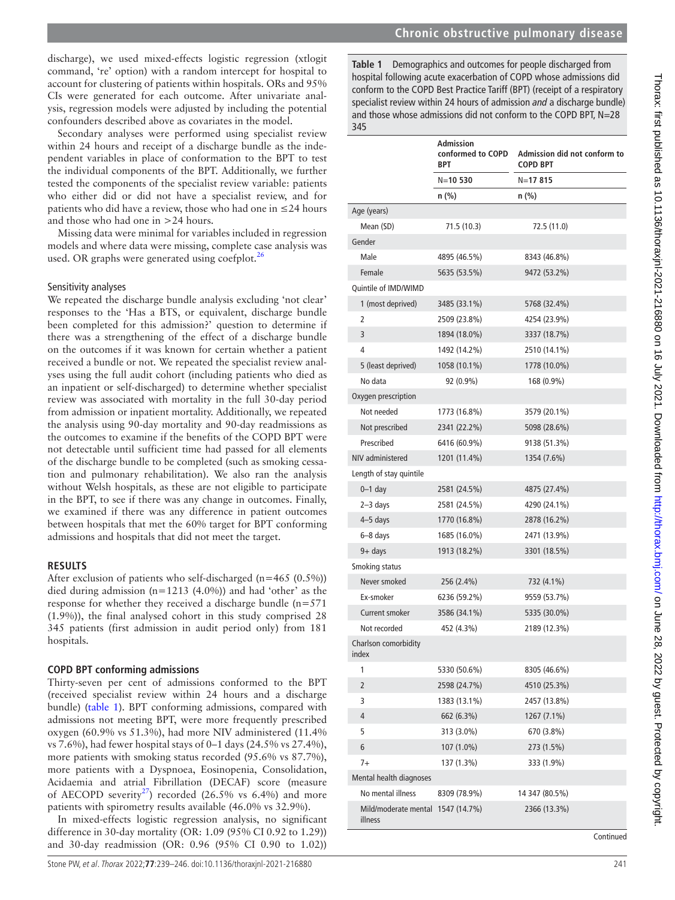discharge), we used mixed-effects logistic regression (xtlogit command, 're' option) with a random intercept for hospital to account for clustering of patients within hospitals. ORs and 95% CIs were generated for each outcome. After univariate analysis, regression models were adjusted by including the potential confounders described above as covariates in the model.

Secondary analyses were performed using specialist review within 24 hours and receipt of a discharge bundle as the independent variables in place of conformation to the BPT to test the individual components of the BPT. Additionally, we further tested the components of the specialist review variable: patients who either did or did not have a specialist review, and for patients who did have a review, those who had one in ≤24 hours and those who had one in >24 hours.

Missing data were minimal for variables included in regression models and where data were missing, complete case analysis was used. OR graphs were generated using coefplot.[26]

### Sensitivity analyses

We repeated the discharge bundle analysis excluding 'not clear' responses to the 'Has a BTS, or equivalent, discharge bundle been completed for this admission?' question to determine if there was a strengthening of the effect of a discharge bundle on the outcomes if it was known for certain whether a patient received a bundle or not. We repeated the specialist review analyses using the full audit cohort (including patients who died as an inpatient or self-discharged) to determine whether specialist review was associated with mortality in the full 30-day period from admission or inpatient mortality. Additionally, we repeated the analysis using 90-day mortality and 90-day readmissions as the outcomes to examine if the benefits of the COPD BPT were not detectable until sufficient time had passed for all elements of the discharge bundle to be completed (such as smoking cessation and pulmonary rehabilitation). We also ran the analysis without Welsh hospitals, as these are not eligible to participate in the BPT, to see if there was any change in outcomes. Finally, we examined if there was any difference in patient outcomes between hospitals that met the 60% target for BPT conforming admissions and hospitals that did not meet the target.

## RESULTS

After exclusion of patients who self-discharged (n=465 (0.5%)) died during admission (n=1213 (4.0%)) and had 'other' as the response for whether they received a discharge bundle (n=571 (1.9%)), the final analysed cohort in this study comprised 28 345 patients (first admission in audit period only) from 181 hospitals.

### COPD BPT conforming admissions

Thirty-seven per cent of admissions conformed to the BPT (received specialist review within 24 hours and a discharge bundle) (table 1). BPT conforming admissions, compared with admissions not meeting BPT, were more frequently prescribed oxygen (60.9% vs 51.3%), had more NIV administered (11.4% vs 7.6%), had fewer hospital stays of 0–1 days (24.5% vs 27.4%), more patients with smoking status recorded (95.6% vs 87.7%), more patients with a Dyspnoea, Eosinopenia, Consolidation, Acidaemia and atrial Fibrillation (DECAF) score (measure of AECOPD severity[27]) recorded (26.5% vs 6.4%) and more patients with spirometry results available (46.0% vs 32.9%).

In mixed-effects logistic regression analysis, no significant difference in 30-day mortality (OR: 1.09 (95% CI 0.92 to 1.29)) and 30-day readmission (OR: 0.96 (95% CI 0.90 to 1.02))

**Table 1** Demographics and outcomes for people discharged from hospital following acute exacerbation of COPD whose admissions did conform to the COPD Best Practice Tariff (BPT) (receipt of a respiratory specialist review within 24 hours of admission *and* a discharge bundle) and those whose admissions did not conform to the COPD BPT, N=28 345

| | Admission conformed to COPD BPT | Admission did not conform to COPD BPT |
|---|---|---|
| | N=**10 530** | N=**17 815** |
| | **n (%)** | **n (%)** |
| Age (years) | | |
| Mean (SD) | 71.5 (10.3) | 72.5 (11.0) |
| Gender | | |
| Male | 4895 (46.5%) | 8343 (46.8%) |
| Female | 5635 (53.5%) | 9472 (53.2%) |
| Quintile of IMD/WIMD | | |
| 1 (most deprived) | 3485 (33.1%) | 5768 (32.4%) |
| 2 | 2509 (23.8%) | 4254 (23.9%) |
| 3 | 1894 (18.0%) | 3337 (18.7%) |
| 4 | 1492 (14.2%) | 2510 (14.1%) |
| 5 (least deprived) | 1058 (10.1%) | 1778 (10.0%) |
| No data | 92 (0.9%) | 168 (0.9%) |
| Oxygen prescription | | |
| Not needed | 1773 (16.8%) | 3579 (20.1%) |
| Not prescribed | 2341 (22.2%) | 5098 (28.6%) |
| Prescribed | 6416 (60.9%) | 9138 (51.3%) |
| NIV administered | 1201 (11.4%) | 1354 (7.6%) |
| Length of stay quintile | | |
| 0–1 day | 2581 (24.5%) | 4875 (27.4%) |
| 2–3 days | 2581 (24.5%) | 4290 (24.1%) |
| 4–5 days | 1770 (16.8%) | 2878 (16.2%) |
| 6–8 days | 1685 (16.0%) | 2471 (13.9%) |
| 9+ days | 1913 (18.2%) | 3301 (18.5%) |
| Smoking status | | |
| Never smoked | 256 (2.4%) | 732 (4.1%) |
| Ex-smoker | 6236 (59.2%) | 9559 (53.7%) |
| Current smoker | 3586 (34.1%) | 5335 (30.0%) |
| Not recorded | 452 (4.3%) | 2189 (12.3%) |
| Charlson comorbidity index | | |
| 1 | 5330 (50.6%) | 8305 (46.6%) |
| 2 | 2598 (24.7%) | 4510 (25.3%) |
| 3 | 1383 (13.1%) | 2457 (13.8%) |
| 4 | 662 (6.3%) | 1267 (7.1%) |
| 5 | 313 (3.0%) | 670 (3.8%) |
| 6 | 107 (1.0%) | 273 (1.5%) |
| 7+ | 137 (1.3%) | 333 (1.9%) |
| Mental health diagnoses | | |
| No mental illness | 8309 (78.9%) | 14 347 (80.5%) |
| Mild/moderate mental illness | 1547 (14.7%) | 2366 (13.3%) |

Continued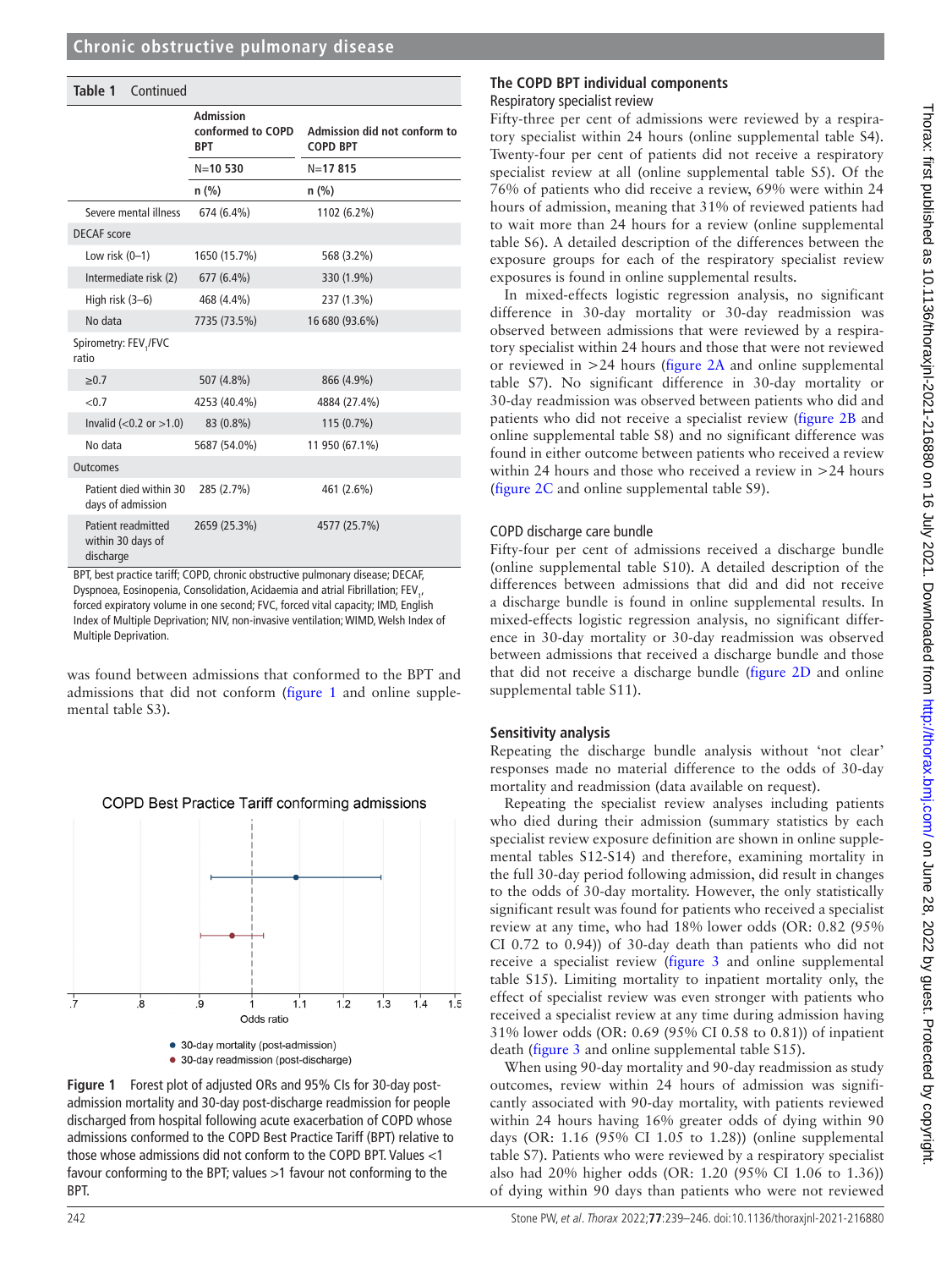**Table 1** Continued

| | Admission conformed to COPD BPT | Admission did not conform to COPD BPT |
|---|---|---|
| | N=**10 530** | N=**17 815** |
| | n (%) | n (%) |
| Severe mental illness | 674 (6.4%) | 1102 (6.2%) |
| DECAF score | | |
| Low risk (0–1) | 1650 (15.7%) | 568 (3.2%) |
| Intermediate risk (2) | 677 (6.4%) | 330 (1.9%) |
| High risk (3–6) | 468 (4.4%) | 237 (1.3%) |
| No data | 7735 (73.5%) | 16 680 (93.6%) |
| Spirometry: $FEV_1$/FVC ratio | | |
| ≥0.7 | 507 (4.8%) | 866 (4.9%) |
| <0.7 | 4253 (40.4%) | 4884 (27.4%) |
| Invalid (<0.2 or >1.0) | 83 (0.8%) | 115 (0.7%) |
| No data | 5687 (54.0%) | 11 950 (67.1%) |
| Outcomes | | |
| Patient died within 30 days of admission | 285 (2.7%) | 461 (2.6%) |
| Patient readmitted within 30 days of discharge | 2659 (25.3%) | 4577 (25.7%) |

BPT, best practice tariff; COPD, chronic obstructive pulmonary disease; DECAF, Dyspnoea, Eosinopenia, Consolidation, Acidaemia and atrial Fibrillation; $FEV_1$, forced expiratory volume in one second; FVC, forced vital capacity; IMD, English Index of Multiple Deprivation; NIV, non-invasive ventilation; WIMD, Welsh Index of Multiple Deprivation.

was found between admissions that conformed to the BPT and admissions that did not conform (figure 1 and online supplemental table S3).

**Figure 1** Forest plot of adjusted ORs and 95% CIs for 30-day post-admission mortality and 30-day post-discharge readmission for people discharged from hospital following acute exacerbation of COPD whose admissions conformed to the COPD Best Practice Tariff (BPT) relative to those whose admissions did not conform to the COPD BPT. Values <1 favour conforming to the BPT; values >1 favour not conforming to the BPT.

## The COPD BPT individual components

### Respiratory specialist review

Fifty-three per cent of admissions were reviewed by a respiratory specialist within 24 hours (online supplemental table S4). Twenty-four per cent of patients did not receive a respiratory specialist review at all (online supplemental table S5). Of the 76% of patients who did receive a review, 69% were within 24 hours of admission, meaning that 31% of reviewed patients had to wait more than 24 hours for a review (online supplemental table S6). A detailed description of the differences between the exposure groups for each of the respiratory specialist review exposures is found in online supplemental results.

In mixed-effects logistic regression analysis, no significant difference in 30-day mortality or 30-day readmission was observed between admissions that were reviewed by a respiratory specialist within 24 hours and those that were not reviewed or reviewed in >24 hours (figure 2A and online supplemental table S7). No significant difference in 30-day mortality or 30-day readmission was observed between patients who did and patients who did not receive a specialist review (figure 2B and online supplemental table S8) and no significant difference was found in either outcome between patients who received a review within 24 hours and those who received a review in >24 hours (figure 2C and online supplemental table S9).

### COPD discharge care bundle

Fifty-four per cent of admissions received a discharge bundle (online supplemental table S10). A detailed description of the differences between admissions that did and did not receive a discharge bundle is found in online supplemental results. In mixed-effects logistic regression analysis, no significant difference in 30-day mortality or 30-day readmission was observed between admissions that received a discharge bundle and those that did not receive a discharge bundle (figure 2D and online supplemental table S11).

## Sensitivity analysis

Repeating the discharge bundle analysis without 'not clear' responses made no material difference to the odds of 30-day mortality and readmission (data available on request).

Repeating the specialist review analyses including patients who died during their admission (summary statistics by each specialist review exposure definition are shown in online supplemental tables S12-S14) and therefore, examining mortality in the full 30-day period following admission, did result in changes to the odds of 30-day mortality. However, the only statistically significant result was found for patients who received a specialist review at any time, who had 18% lower odds (OR: 0.82 (95% CI 0.72 to 0.94)) of 30-day death than patients who did not receive a specialist review (figure 3 and online supplemental table S15). Limiting mortality to inpatient mortality only, the effect of specialist review was even stronger with patients who received a specialist review at any time during admission having 31% lower odds (OR: 0.69 (95% CI 0.58 to 0.81)) of inpatient death (figure 3 and online supplemental table S15).

When using 90-day mortality and 90-day readmission as study outcomes, review within 24 hours of admission was significantly associated with 90-day mortality, with patients reviewed within 24 hours having 16% greater odds of dying within 90 days (OR: 1.16 (95% CI 1.05 to 1.28)) (online supplemental table S7). Patients who were reviewed by a respiratory specialist also had 20% higher odds (OR: 1.20 (95% CI 1.06 to 1.36)) of dying within 90 days than patients who were not reviewed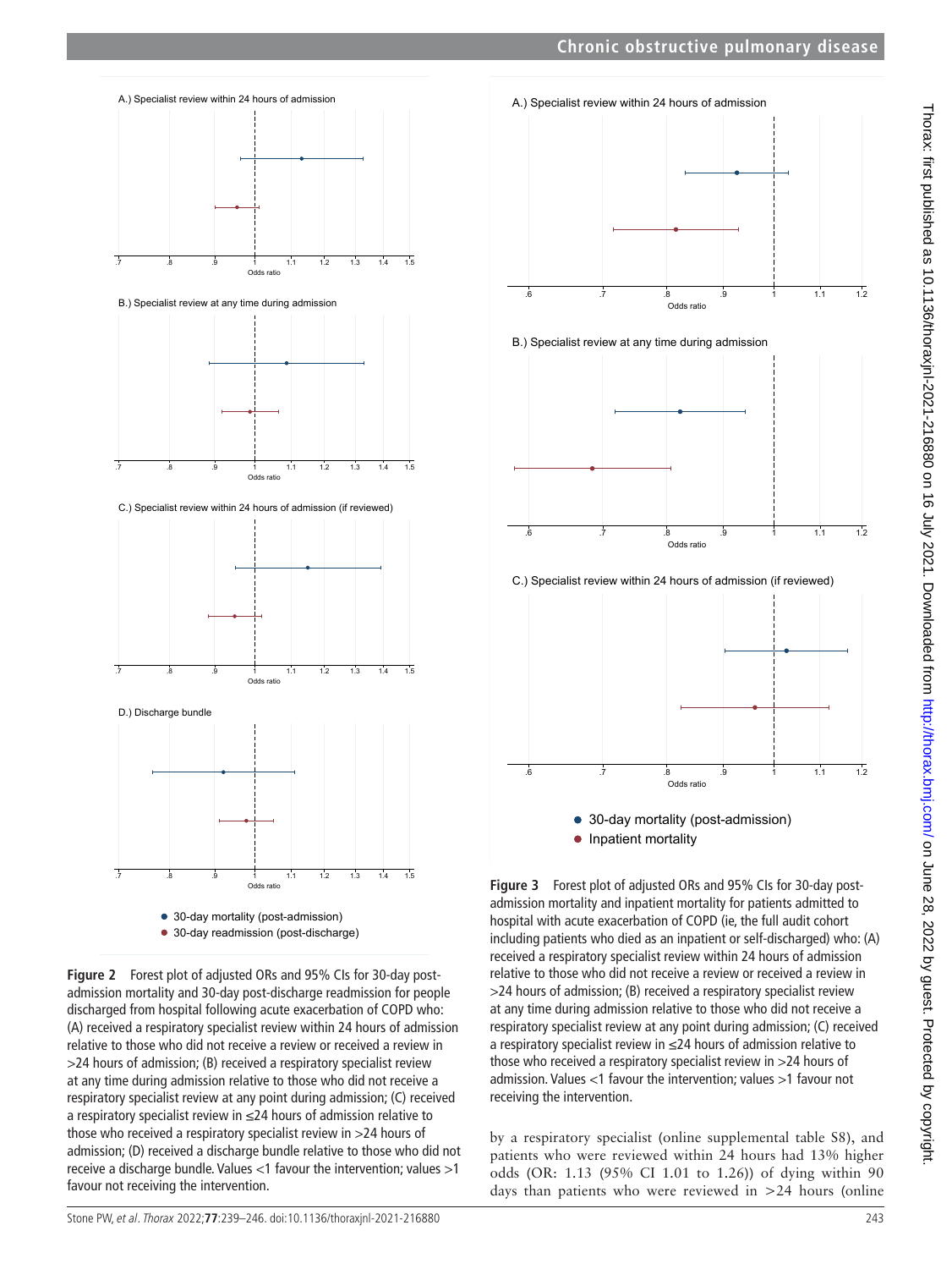Figure 2 Forest plot of adjusted ORs and 95% CIs for 30-day post-admission mortality and 30-day post-discharge readmission for people discharged from hospital following acute exacerbation of COPD who: (A) received a respiratory specialist review within 24 hours of admission relative to those who did not receive a review or received a review in >24 hours of admission; (B) received a respiratory specialist review at any time during admission relative to those who did not receive a respiratory specialist review at any point during admission; (C) received a respiratory specialist review in ≤24 hours of admission relative to those who received a respiratory specialist review in >24 hours of admission; (D) received a discharge bundle relative to those who did not receive a discharge bundle. Values <1 favour the intervention; values >1 favour not receiving the intervention.

Figure 3 Forest plot of adjusted ORs and 95% CIs for 30-day post-admission mortality and inpatient mortality for patients admitted to hospital with acute exacerbation of COPD (ie, the full audit cohort including patients who died as an inpatient or self-discharged) who: (A) received a respiratory specialist review within 24 hours of admission relative to those who did not receive a review or received a review in >24 hours of admission; (B) received a respiratory specialist review at any time during admission relative to those who did not receive a respiratory specialist review at any point during admission; (C) received a respiratory specialist review in ≤24 hours of admission relative to those who received a respiratory specialist review in >24 hours of admission. Values <1 favour the intervention; values >1 favour not receiving the intervention.

by a respiratory specialist (online supplemental table S8), and patients who were reviewed within 24 hours had 13% higher odds (OR: 1.13 (95% CI 1.01 to 1.26)) of dying within 90 days than patients who were reviewed in >24 hours (online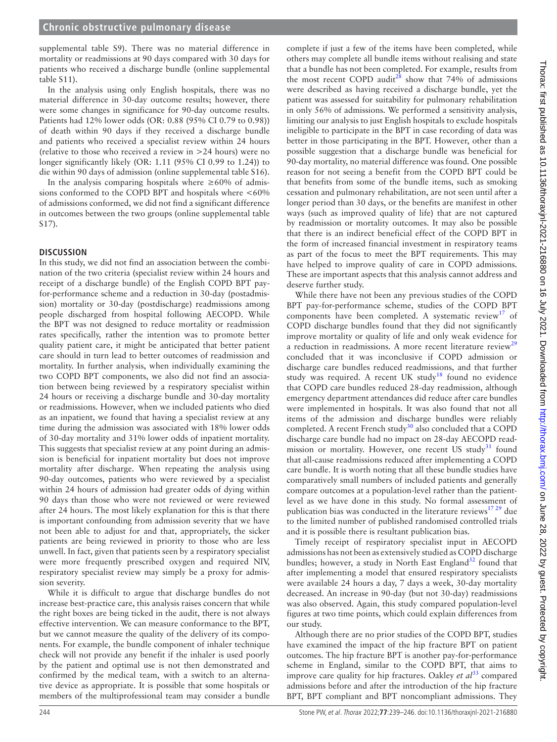supplemental table S9). There was no material difference in mortality or readmissions at 90 days compared with 30 days for patients who received a discharge bundle (online supplemental table S11).

In the analysis using only English hospitals, there was no material difference in 30-day outcome results; however, there were some changes in significance for 90-day outcome results. Patients had 12% lower odds (OR: 0.88 (95% CI 0.79 to 0.98)) of death within 90 days if they received a discharge bundle and patients who received a specialist review within 24 hours (relative to those who received a review in >24 hours) were no longer significantly likely (OR: 1.11 (95% CI 0.99 to 1.24)) to die within 90 days of admission (online supplemental table S16).

In the analysis comparing hospitals where ≥60% of admissions conformed to the COPD BPT and hospitals where <60% of admissions conformed, we did not find a significant difference in outcomes between the two groups (online supplemental table S17).

## DISCUSSION

In this study, we did not find an association between the combination of the two criteria (specialist review within 24 hours and receipt of a discharge bundle) of the English COPD BPT pay-for-performance scheme and a reduction in 30-day (postadmission) mortality or 30-day (postdischarge) readmissions among people discharged from hospital following AECOPD. While the BPT was not designed to reduce mortality or readmission rates specifically, rather the intention was to promote better quality patient care, it might be anticipated that better patient care should in turn lead to better outcomes of readmission and mortality. In further analysis, when individually examining the two COPD BPT components, we also did not find an association between being reviewed by a respiratory specialist within 24 hours or receiving a discharge bundle and 30-day mortality or readmissions. However, when we included patients who died as an inpatient, we found that having a specialist review at any time during the admission was associated with 18% lower odds of 30-day mortality and 31% lower odds of inpatient mortality. This suggests that specialist review at any point during an admission is beneficial for inpatient mortality but does not improve mortality after discharge. When repeating the analysis using 90-day outcomes, patients who were reviewed by a specialist within 24 hours of admission had greater odds of dying within 90 days than those who were not reviewed or were reviewed after 24 hours. The most likely explanation for this is that there is important confounding from admission severity that we have not been able to adjust for and that, appropriately, the sicker patients are being reviewed in priority to those who are less unwell. In fact, given that patients seen by a respiratory specialist were more frequently prescribed oxygen and required NIV, respiratory specialist review may simply be a proxy for admission severity.

While it is difficult to argue that discharge bundles do not increase best-practice care, this analysis raises concern that while the right boxes are being ticked in the audit, there is not always effective intervention. We can measure conformance to the BPT, but we cannot measure the quality of the delivery of its components. For example, the bundle component of inhaler technique check will not provide any benefit if the inhaler is used poorly by the patient and optimal use is not then demonstrated and confirmed by the medical team, with a switch to an alternative device as appropriate. It is possible that some hospitals or members of the multiprofessional team may consider a bundle complete if just a few of the items have been completed, while others may complete all bundle items without realising and state that a bundle has not been completed. For example, results from the most recent COPD audit[28] show that 74% of admissions were described as having received a discharge bundle, yet the patient was assessed for suitability for pulmonary rehabilitation in only 56% of admissions. We performed a sensitivity analysis, limiting our analysis to just English hospitals to exclude hospitals ineligible to participate in the BPT in case recording of data was better in those participating in the BPT. However, other than a possible suggestion that a discharge bundle was beneficial for 90-day mortality, no material difference was found. One possible reason for not seeing a benefit from the COPD BPT could be that benefits from some of the bundle items, such as smoking cessation and pulmonary rehabilitation, are not seen until after a longer period than 30 days, or the benefits are manifest in other ways (such as improved quality of life) that are not captured by readmission or mortality outcomes. It may also be possible that there is an indirect beneficial effect of the COPD BPT in the form of increased financial investment in respiratory teams as part of the focus to meet the BPT requirements. This may have helped to improve quality of care in COPD admissions. These are important aspects that this analysis cannot address and deserve further study.

While there have not been any previous studies of the COPD BPT pay-for-performance scheme, studies of the COPD BPT components have been completed. A systematic review[17] of COPD discharge bundles found that they did not significantly improve mortality or quality of life and only weak evidence for a reduction in readmissions. A more recent literature review[29] concluded that it was inconclusive if COPD admission or discharge care bundles reduced readmissions, and that further study was required. A recent UK study[18] found no evidence that COPD care bundles reduced 28-day readmission, although emergency department attendances did reduce after care bundles were implemented in hospitals. It was also found that not all items of the admission and discharge bundles were reliably completed. A recent French study[30] also concluded that a COPD discharge care bundle had no impact on 28-day AECOPD readmission or mortality. However, one recent US study[31] found that all-cause readmissions reduced after implementing a COPD care bundle. It is worth noting that all these bundle studies have comparatively small numbers of included patients and generally compare outcomes at a population-level rather than the patient-level as we have done in this study. No formal assessment of publication bias was conducted in the literature reviews[17,29] due to the limited number of published randomised controlled trials and it is possible there is resultant publication bias.

Timely receipt of respiratory specialist input in AECOPD admissions has not been as extensively studied as COPD discharge bundles; however, a study in North East England[32] found that after implementing a model that ensured respiratory specialists were available 24 hours a day, 7 days a week, 30-day mortality decreased. An increase in 90-day (but not 30-day) readmissions was also observed. Again, this study compared population-level figures at two time points, which could explain differences from our study.

Although there are no prior studies of the COPD BPT, studies have examined the impact of the hip fracture BPT on patient outcomes. The hip fracture BPT is another pay-for-performance scheme in England, similar to the COPD BPT, that aims to improve care quality for hip fractures. Oakley *et al*[33] compared admissions before and after the introduction of the hip fracture BPT, BPT compliant and BPT noncompliant admissions. They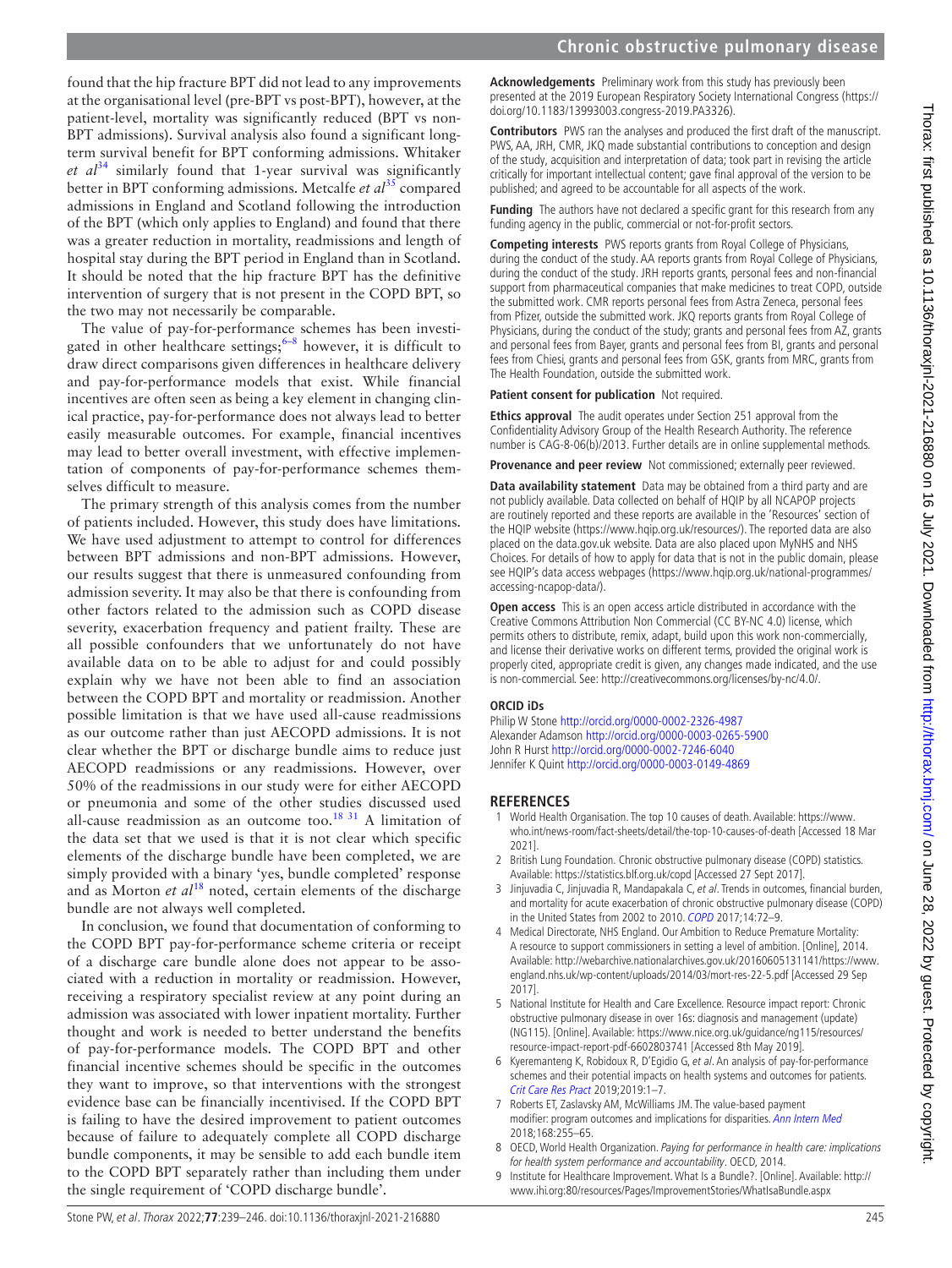found that the hip fracture BPT did not lead to any improvements at the organisational level (pre-BPT vs post-BPT), however, at the patient-level, mortality was significantly reduced (BPT vs non-BPT admissions). Survival analysis also found a significant long-term survival benefit for BPT conforming admissions. Whitaker *et al*[34] similarly found that 1-year survival was significantly better in BPT conforming admissions. Metcalfe *et al*[35] compared admissions in England and Scotland following the introduction of the BPT (which only applies to England) and found that there was a greater reduction in mortality, readmissions and length of hospital stay during the BPT period in England than in Scotland. It should be noted that the hip fracture BPT has the definitive intervention of surgery that is not present in the COPD BPT, so the two may not necessarily be comparable.

The value of pay-for-performance schemes has been investigated in other healthcare settings;[6–8] however, it is difficult to draw direct comparisons given differences in healthcare delivery and pay-for-performance models that exist. While financial incentives are often seen as being a key element in changing clinical practice, pay-for-performance does not always lead to better easily measurable outcomes. For example, financial incentives may lead to better overall investment, with effective implementation of components of pay-for-performance schemes themselves difficult to measure.

The primary strength of this analysis comes from the number of patients included. However, this study does have limitations. We have used adjustment to attempt to control for differences between BPT admissions and non-BPT admissions. However, our results suggest that there is unmeasured confounding from admission severity. It may also be that there is confounding from other factors related to the admission such as COPD disease severity, exacerbation frequency and patient frailty. These are all possible confounders that we unfortunately do not have available data on to be able to adjust for and could possibly explain why we have not been able to find an association between the COPD BPT and mortality or readmission. Another possible limitation is that we have used all-cause readmissions as our outcome rather than just AECOPD admissions. It is not clear whether the BPT or discharge bundle aims to reduce just AECOPD readmissions or any readmissions. However, over 50% of the readmissions in our study were for either AECOPD or pneumonia and some of the other studies discussed used all-cause readmission as an outcome too.[18 31] A limitation of the data set that we used is that it is not clear which specific elements of the discharge bundle have been completed, we are simply provided with a binary 'yes, bundle completed' response and as Morton *et al*[18] noted, certain elements of the discharge bundle are not always well completed.

In conclusion, we found that documentation of conforming to the COPD BPT pay-for-performance scheme criteria or receipt of a discharge care bundle alone does not appear to be associated with a reduction in mortality or readmission. However, receiving a respiratory specialist review at any point during an admission was associated with lower inpatient mortality. Further thought and work is needed to better understand the benefits of pay-for-performance models. The COPD BPT and other financial incentive schemes should be specific in the outcomes they want to improve, so that interventions with the strongest evidence base can be financially incentivised. If the COPD BPT is failing to have the desired improvement to patient outcomes because of failure to adequately complete all COPD discharge bundle components, it may be sensible to add each bundle item to the COPD BPT separately rather than including them under the single requirement of 'COPD discharge bundle'.

**Acknowledgements** Preliminary work from this study has previously been presented at the 2019 European Respiratory Society International Congress (https://doi.org/10.1183/13993003.congress-2019.PA3326).

**Contributors** PWS ran the analyses and produced the first draft of the manuscript. PWS, AA, JRH, CMR, JKQ made substantial contributions to conception and design of the study, acquisition and interpretation of data; took part in revising the article critically for important intellectual content; gave final approval of the version to be published; and agreed to be accountable for all aspects of the work.

**Funding** The authors have not declared a specific grant for this research from any funding agency in the public, commercial or not-for-profit sectors.

**Competing interests** PWS reports grants from Royal College of Physicians, during the conduct of the study. AA reports grants from Royal College of Physicians, during the conduct of the study. JRH reports grants, personal fees and non-financial support from pharmaceutical companies that make medicines to treat COPD, outside the submitted work. CMR reports personal fees from Astra Zeneca, personal fees from Pfizer, outside the submitted work. JKQ reports grants from Royal College of Physicians, during the conduct of the study; grants and personal fees from AZ, grants and personal fees from Bayer, grants and personal fees from BI, grants and personal fees from Chiesi, grants and personal fees from GSK, grants from MRC, grants from The Health Foundation, outside the submitted work.

**Patient consent for publication** Not required.

**Ethics approval** The audit operates under Section 251 approval from the Confidentiality Advisory Group of the Health Research Authority. The reference number is CAG-8-06(b)/2013. Further details are in online supplemental methods.

**Provenance and peer review** Not commissioned; externally peer reviewed.

**Data availability statement** Data may be obtained from a third party and are not publicly available. Data collected on behalf of HQIP by all NCAPOP projects are routinely reported and these reports are available in the 'Resources' section of the HQIP website (https://www.hqip.org.uk/resources/). The reported data are also placed on the data.gov.uk website. Data are also placed upon MyNHS and NHS Choices. For details of how to apply for data that is not in the public domain, please see HQIP's data access webpages (https://www.hqip.org.uk/national-programmes/accessing-ncapop-data/).

**Open access** This is an open access article distributed in accordance with the Creative Commons Attribution Non Commercial (CC BY-NC 4.0) license, which permits others to distribute, remix, adapt, build upon this work non-commercially, and license their derivative works on different terms, provided the original work is properly cited, appropriate credit is given, any changes made indicated, and the use is non-commercial. See: http://creativecommons.org/licenses/by-nc/4.0/.

### ORCID iDs

Philip W Stone http://orcid.org/0000-0002-2326-4987
Alexander Adamson http://orcid.org/0000-0003-0265-5900
John R Hurst http://orcid.org/0000-0002-7246-6040
Jennifer K Quint http://orcid.org/0000-0003-0149-4869

## REFERENCES

1. World Health Organisation. The top 10 causes of death. Available: https://www.who.int/news-room/fact-sheets/detail/the-top-10-causes-of-death [Accessed 18 Mar 2021].
2. British Lung Foundation. Chronic obstructive pulmonary disease (COPD) statistics. Available: https://statistics.blf.org.uk/copd [Accessed 27 Sept 2017].
3. Jinjuvadia C, Jinjuvadia R, Mandapakala C, *et al*. Trends in outcomes, financial burden, and mortality for acute exacerbation of chronic obstructive pulmonary disease (COPD) in the United States from 2002 to 2010. *COPD* 2017;14:72–9.
4. Medical Directorate, NHS England. Our Ambition to Reduce Premature Mortality: A resource to support commissioners in setting a level of ambition. [Online], 2014. Available: http://webarchive.nationalarchives.gov.uk/20160605131141/https://www.england.nhs.uk/wp-content/uploads/2014/03/mort-res-22-5.pdf [Accessed 29 Sep 2017].
5. National Institute for Health and Care Excellence. Resource impact report: Chronic obstructive pulmonary disease in over 16s: diagnosis and management (update) (NG115). [Online]. Available: https://www.nice.org.uk/guidance/ng115/resources/resource-impact-report-pdf-6602803741 [Accessed 8th May 2019].
6. Kyeremanteng K, Robidoux R, D'Egidio G, *et al*. An analysis of pay-for-performance schemes and their potential impacts on health systems and outcomes for patients. *Crit Care Res Pract* 2019;2019:1–7.
7. Roberts ET, Zaslavsky AM, McWilliams JM. The value-based payment modifier: program outcomes and implications for disparities. *Ann Intern Med* 2018;168:255–65.
8. OECD, World Health Organization. *Paying for performance in health care: implications for health system performance and accountability*. OECD, 2014.
9. Institute for Healthcare Improvement. What Is a Bundle?. [Online]. Available: http://www.ihi.org:80/resources/Pages/ImprovementStories/WhatIsaBundle.aspx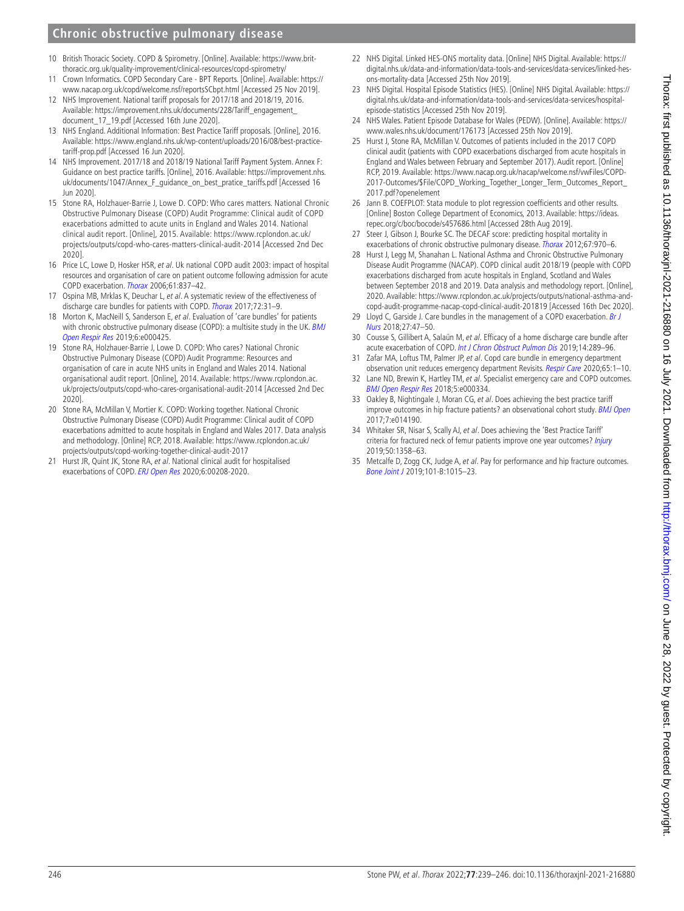10 British Thoracic Society. COPD & Spirometry. [Online]. Available: https://www.brit-thoracic.org.uk/quality-improvement/clinical-resources/copd-spirometry/
11 Crown Informatics. COPD Secondary Care - BPT Reports. [Online]. Available: https://www.nacap.org.uk/copd/welcome.nsf/reportsSCbpt.html [Accessed 25 Nov 2019].
12 NHS Improvement. National tariff proposals for 2017/18 and 2018/19, 2016. Available: https://improvement.nhs.uk/documents/228/Tariff_engagement_document_17_19.pdf [Accessed 16th June 2020].
13 NHS England. Additional Information: Best Practice Tariff proposals. [Online], 2016. Available: https://www.england.nhs.uk/wp-content/uploads/2016/08/best-practice-tariff-prop.pdf [Accessed 16 Jun 2020].
14 NHS Improvement. 2017/18 and 2018/19 National Tariff Payment System. Annex F: Guidance on best practice tariffs. [Online], 2016. Available: https://improvement.nhs.uk/documents/1047/Annex_F_guidance_on_best_pratice_tariffs.pdf [Accessed 16 Jun 2020].
15 Stone RA, Holzhauer-Barrie J, Lowe D. COPD: Who cares matters. National Chronic Obstructive Pulmonary Disease (COPD) Audit Programme: Clinical audit of COPD exacerbations admitted to acute units in England and Wales 2014. National clinical audit report. [Online], 2015. Available: https://www.rcplondon.ac.uk/projects/outputs/copd-who-cares-matters-clinical-audit-2014 [Accessed 2nd Dec 2020].
16 Price LC, Lowe D, Hosker HSR, *et al*. Uk national COPD audit 2003: impact of hospital resources and organisation of care on patient outcome following admission for acute COPD exacerbation. *Thorax* 2006;61:837–42.
17 Ospina MB, Mrklas K, Deuchar L, *et al*. A systematic review of the effectiveness of discharge care bundles for patients with COPD. *Thorax* 2017;72:31–9.
18 Morton K, MacNeill S, Sanderson E, *et al*. Evaluation of 'care bundles' for patients with chronic obstructive pulmonary disease (COPD): a multisite study in the UK. *BMJ Open Respir Res* 2019;6:e000425.
19 Stone RA, Holzhauer-Barrie J, Lowe D. COPD: Who cares? National Chronic Obstructive Pulmonary Disease (COPD) Audit Programme: Resources and organisation of care in acute NHS units in England and Wales 2014. National organisational audit report. [Online], 2014. Available: https://www.rcplondon.ac.uk/projects/outputs/copd-who-cares-organisational-audit-2014 [Accessed 2nd Dec 2020].
20 Stone RA, McMillan V, Mortier K. COPD: Working together. National Chronic Obstructive Pulmonary Disease (COPD) Audit Programme: Clinical audit of COPD exacerbations admitted to acute hospitals in England and Wales 2017. Data analysis and methodology. [Online] RCP, 2018. Available: https://www.rcplondon.ac.uk/projects/outputs/copd-working-together-clinical-audit-2017
21 Hurst JR, Quint JK, Stone RA, *et al*. National clinical audit for hospitalised exacerbations of COPD. *ERJ Open Res* 2020;6:00208-2020.
22 NHS Digital. Linked HES-ONS mortality data. [Online] NHS Digital. Available: https://digital.nhs.uk/data-and-information/data-tools-and-services/data-services/linked-hes-ons-mortality-data [Accessed 25th Nov 2019].
23 NHS Digital. Hospital Episode Statistics (HES). [Online] NHS Digital. Available: https://digital.nhs.uk/data-and-information/data-tools-and-services/data-services/hospital-episode-statistics [Accessed 25th Nov 2019].
24 NHS Wales. Patient Episode Database for Wales (PEDW). [Online]. Available: https://www.wales.nhs.uk/document/176173 [Accessed 25th Nov 2019].
25 Hurst J, Stone RA, McMillan V. Outcomes of patients included in the 2017 COPD clinical audit (patients with COPD exacerbations discharged from acute hospitals in England and Wales between February and September 2017). Audit report. [Online] RCP, 2019. Available: https://www.nacap.org.uk/nacap/welcome.nsf/vwFiles/COPD-2017-Outcomes/$File/COPD_Working_Together_Longer_Term_Outcomes_Report_2017.pdf?openelement
26 Jann B. COEFPLOT: Stata module to plot regression coefficients and other results. [Online] Boston College Department of Economics, 2013. Available: https://ideas.repec.org/c/boc/bocode/s457686.html [Accessed 28th Aug 2019].
27 Steer J, Gibson J, Bourke SC. The DECAF score: predicting hospital mortality in exacerbations of chronic obstructive pulmonary disease. *Thorax* 2012;67:970–6.
28 Hurst J, Legg M, Shanahan L. National Asthma and Chronic Obstructive Pulmonary Disease Audit Programme (NACAP). COPD clinical audit 2018/19 (people with COPD exacerbations discharged from acute hospitals in England, Scotland and Wales between September 2018 and 2019. Data analysis and methodology report. [Online], 2020. Available: https://www.rcplondon.ac.uk/projects/outputs/national-asthma-and-copd-audit-programme-nacap-copd-clinical-audit-201819 [Accessed 16th Dec 2020].
29 Lloyd C, Garside J. Care bundles in the management of a COPD exacerbation. *Br J Nurs* 2018;27:47–50.
30 Cousse S, Gillibert A, Salaün M, *et al*. Efficacy of a home discharge care bundle after acute exacerbation of COPD. *Int J Chron Obstruct Pulmon Dis* 2019;14:289–96.
31 Zafar MA, Loftus TM, Palmer JP, *et al*. Copd care bundle in emergency department observation unit reduces emergency department Revisits. *Respir Care* 2020;65:1–10.
32 Lane ND, Brewin K, Hartley TM, *et al*. Specialist emergency care and COPD outcomes. *BMJ Open Respir Res* 2018;5:e000334.
33 Oakley B, Nightingale J, Moran CG, *et al*. Does achieving the best practice tariff improve outcomes in hip fracture patients? an observational cohort study. *BMJ Open* 2017;7:e014190.
34 Whitaker SR, Nisar S, Scally AJ, *et al*. Does achieving the 'Best Practice Tariff' criteria for fractured neck of femur patients improve one year outcomes? *Injury* 2019;50:1358–63.
35 Metcalfe D, Zogg CK, Judge A, *et al*. Pay for performance and hip fracture outcomes. *Bone Joint J* 2019;101-B:1015–23.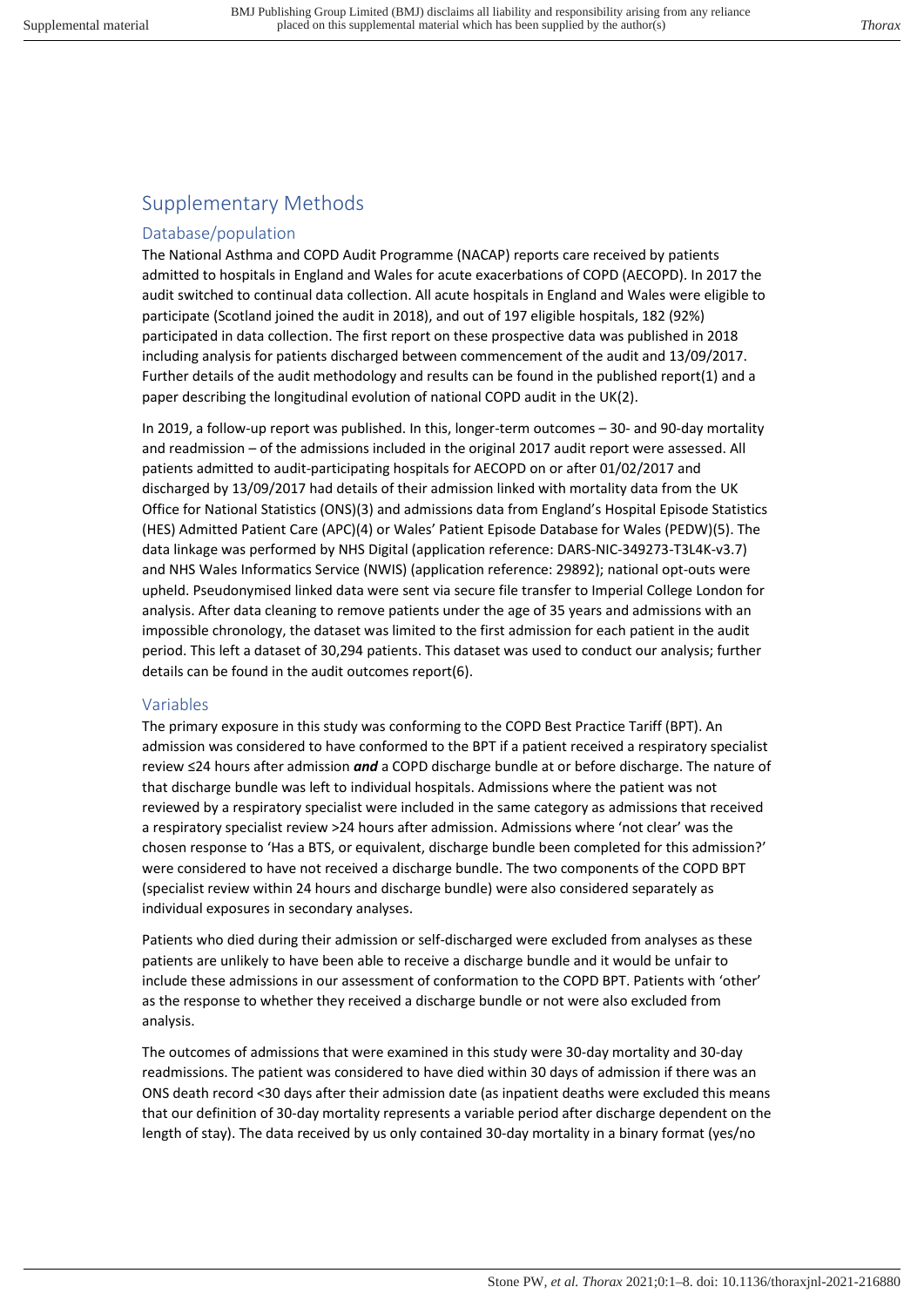# Supplementary Methods

## Database/population

The National Asthma and COPD Audit Programme (NACAP) reports care received by patients admitted to hospitals in England and Wales for acute exacerbations of COPD (AECOPD). In 2017 the audit switched to continual data collection. All acute hospitals in England and Wales were eligible to participate (Scotland joined the audit in 2018), and out of 197 eligible hospitals, 182 (92%) participated in data collection. The first report on these prospective data was published in 2018 including analysis for patients discharged between commencement of the audit and 13/09/2017. Further details of the audit methodology and results can be found in the published report(1) and a paper describing the longitudinal evolution of national COPD audit in the UK(2).

In 2019, a follow-up report was published. In this, longer-term outcomes – 30- and 90-day mortality and readmission – of the admissions included in the original 2017 audit report were assessed. All patients admitted to audit-participating hospitals for AECOPD on or after 01/02/2017 and discharged by 13/09/2017 had details of their admission linked with mortality data from the UK Office for National Statistics (ONS)(3) and admissions data from England's Hospital Episode Statistics (HES) Admitted Patient Care (APC)(4) or Wales' Patient Episode Database for Wales (PEDW)(5). The data linkage was performed by NHS Digital (application reference: DARS-NIC-349273-T3L4K-v3.7) and NHS Wales Informatics Service (NWIS) (application reference: 29892); national opt-outs were upheld. Pseudonymised linked data were sent via secure file transfer to Imperial College London for analysis. After data cleaning to remove patients under the age of 35 years and admissions with an impossible chronology, the dataset was limited to the first admission for each patient in the audit period. This left a dataset of 30,294 patients. This dataset was used to conduct our analysis; further details can be found in the audit outcomes report(6).

## Variables

The primary exposure in this study was conforming to the COPD Best Practice Tariff (BPT). An admission was considered to have conformed to the BPT if a patient received a respiratory specialist review ≤24 hours after admission ***and*** a COPD discharge bundle at or before discharge. The nature of that discharge bundle was left to individual hospitals. Admissions where the patient was not reviewed by a respiratory specialist were included in the same category as admissions that received a respiratory specialist review >24 hours after admission. Admissions where 'not clear' was the chosen response to 'Has a BTS, or equivalent, discharge bundle been completed for this admission?' were considered to have not received a discharge bundle. The two components of the COPD BPT (specialist review within 24 hours and discharge bundle) were also considered separately as individual exposures in secondary analyses.

Patients who died during their admission or self-discharged were excluded from analyses as these patients are unlikely to have been able to receive a discharge bundle and it would be unfair to include these admissions in our assessment of conformation to the COPD BPT. Patients with 'other' as the response to whether they received a discharge bundle or not were also excluded from analysis.

The outcomes of admissions that were examined in this study were 30-day mortality and 30-day readmissions. The patient was considered to have died within 30 days of admission if there was an ONS death record <30 days after their admission date (as inpatient deaths were excluded this means that our definition of 30-day mortality represents a variable period after discharge dependent on the length of stay). The data received by us only contained 30-day mortality in a binary format (yes/no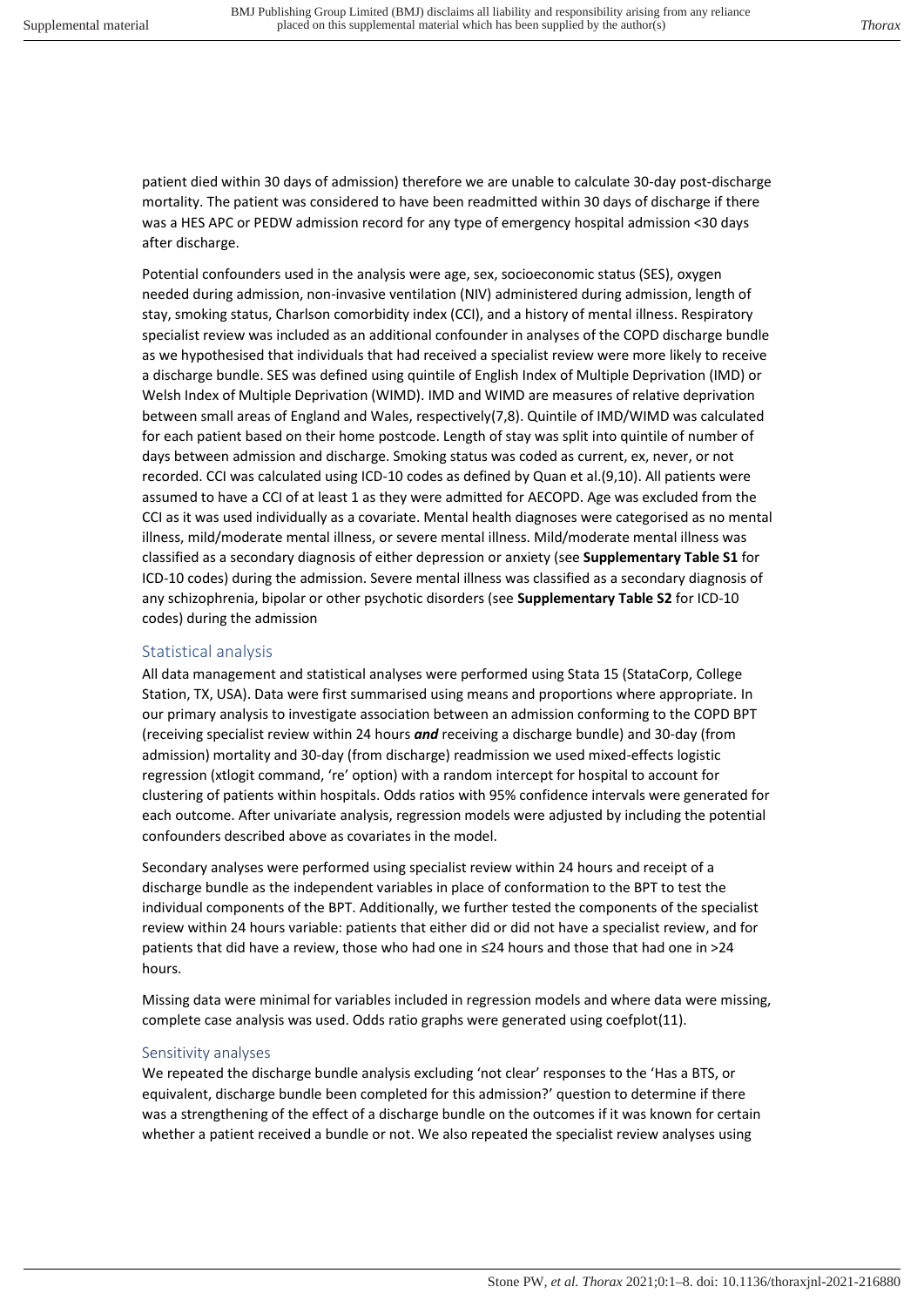patient died within 30 days of admission) therefore we are unable to calculate 30-day post-discharge mortality. The patient was considered to have been readmitted within 30 days of discharge if there was a HES APC or PEDW admission record for any type of emergency hospital admission <30 days after discharge.

Potential confounders used in the analysis were age, sex, socioeconomic status (SES), oxygen needed during admission, non-invasive ventilation (NIV) administered during admission, length of stay, smoking status, Charlson comorbidity index (CCI), and a history of mental illness. Respiratory specialist review was included as an additional confounder in analyses of the COPD discharge bundle as we hypothesised that individuals that had received a specialist review were more likely to receive a discharge bundle. SES was defined using quintile of English Index of Multiple Deprivation (IMD) or Welsh Index of Multiple Deprivation (WIMD). IMD and WIMD are measures of relative deprivation between small areas of England and Wales, respectively(7,8). Quintile of IMD/WIMD was calculated for each patient based on their home postcode. Length of stay was split into quintile of number of days between admission and discharge. Smoking status was coded as current, ex, never, or not recorded. CCI was calculated using ICD-10 codes as defined by Quan et al.(9,10). All patients were assumed to have a CCI of at least 1 as they were admitted for AECOPD. Age was excluded from the CCI as it was used individually as a covariate. Mental health diagnoses were categorised as no mental illness, mild/moderate mental illness, or severe mental illness. Mild/moderate mental illness was classified as a secondary diagnosis of either depression or anxiety (see **Supplementary Table S1** for ICD-10 codes) during the admission. Severe mental illness was classified as a secondary diagnosis of any schizophrenia, bipolar or other psychotic disorders (see **Supplementary Table S2** for ICD-10 codes) during the admission

## Statistical analysis

All data management and statistical analyses were performed using Stata 15 (StataCorp, College Station, TX, USA). Data were first summarised using means and proportions where appropriate. In our primary analysis to investigate association between an admission conforming to the COPD BPT (receiving specialist review within 24 hours ***and*** receiving a discharge bundle) and 30-day (from admission) mortality and 30-day (from discharge) readmission we used mixed-effects logistic regression (xtlogit command, 're' option) with a random intercept for hospital to account for clustering of patients within hospitals. Odds ratios with 95% confidence intervals were generated for each outcome. After univariate analysis, regression models were adjusted by including the potential confounders described above as covariates in the model.

Secondary analyses were performed using specialist review within 24 hours and receipt of a discharge bundle as the independent variables in place of conformation to the BPT to test the individual components of the BPT. Additionally, we further tested the components of the specialist review within 24 hours variable: patients that either did or did not have a specialist review, and for patients that did have a review, those who had one in ≤24 hours and those that had one in >24 hours.

Missing data were minimal for variables included in regression models and where data were missing, complete case analysis was used. Odds ratio graphs were generated using coefplot(11).

### Sensitivity analyses

We repeated the discharge bundle analysis excluding 'not clear' responses to the 'Has a BTS, or equivalent, discharge bundle been completed for this admission?' question to determine if there was a strengthening of the effect of a discharge bundle on the outcomes if it was known for certain whether a patient received a bundle or not. We also repeated the specialist review analyses using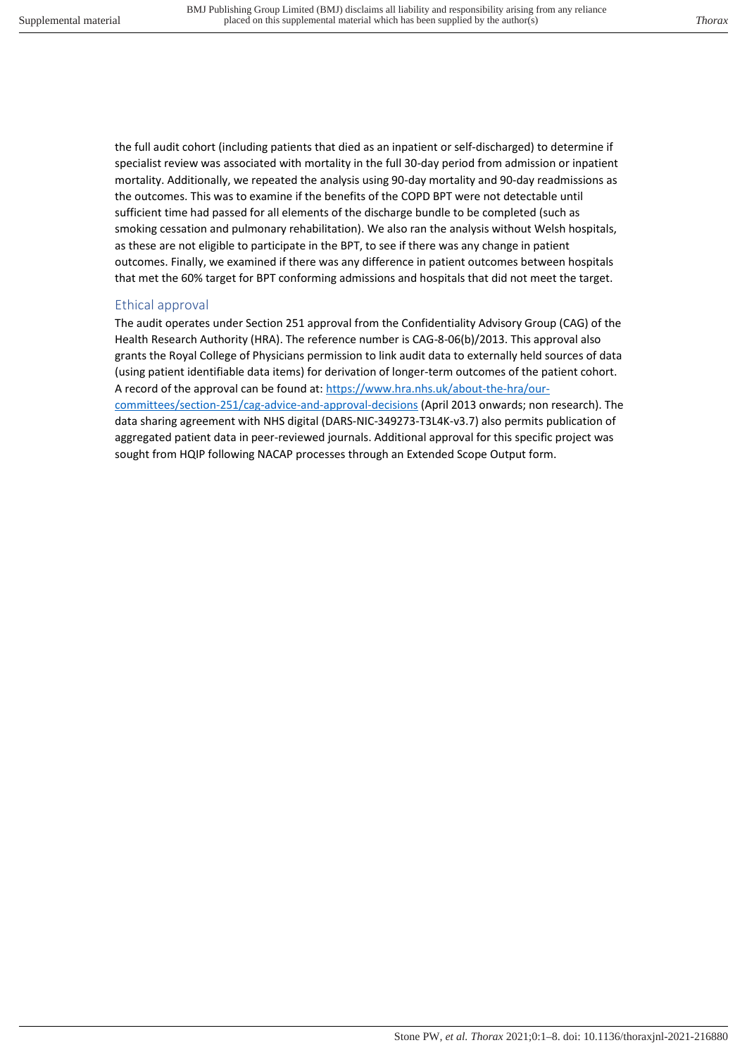the full audit cohort (including patients that died as an inpatient or self-discharged) to determine if specialist review was associated with mortality in the full 30-day period from admission or inpatient mortality. Additionally, we repeated the analysis using 90-day mortality and 90-day readmissions as the outcomes. This was to examine if the benefits of the COPD BPT were not detectable until sufficient time had passed for all elements of the discharge bundle to be completed (such as smoking cessation and pulmonary rehabilitation). We also ran the analysis without Welsh hospitals, as these are not eligible to participate in the BPT, to see if there was any change in patient outcomes. Finally, we examined if there was any difference in patient outcomes between hospitals that met the 60% target for BPT conforming admissions and hospitals that did not meet the target.

## Ethical approval

The audit operates under Section 251 approval from the Confidentiality Advisory Group (CAG) of the Health Research Authority (HRA). The reference number is CAG-8-06(b)/2013. This approval also grants the Royal College of Physicians permission to link audit data to externally held sources of data (using patient identifiable data items) for derivation of longer-term outcomes of the patient cohort. A record of the approval can be found at: https://www.hra.nhs.uk/about-the-hra/our-committees/section-251/cag-advice-and-approval-decisions (April 2013 onwards; non research). The data sharing agreement with NHS digital (DARS-NIC-349273-T3L4K-v3.7) also permits publication of aggregated patient data in peer-reviewed journals. Additional approval for this specific project was sought from HQIP following NACAP processes through an Extended Scope Output form.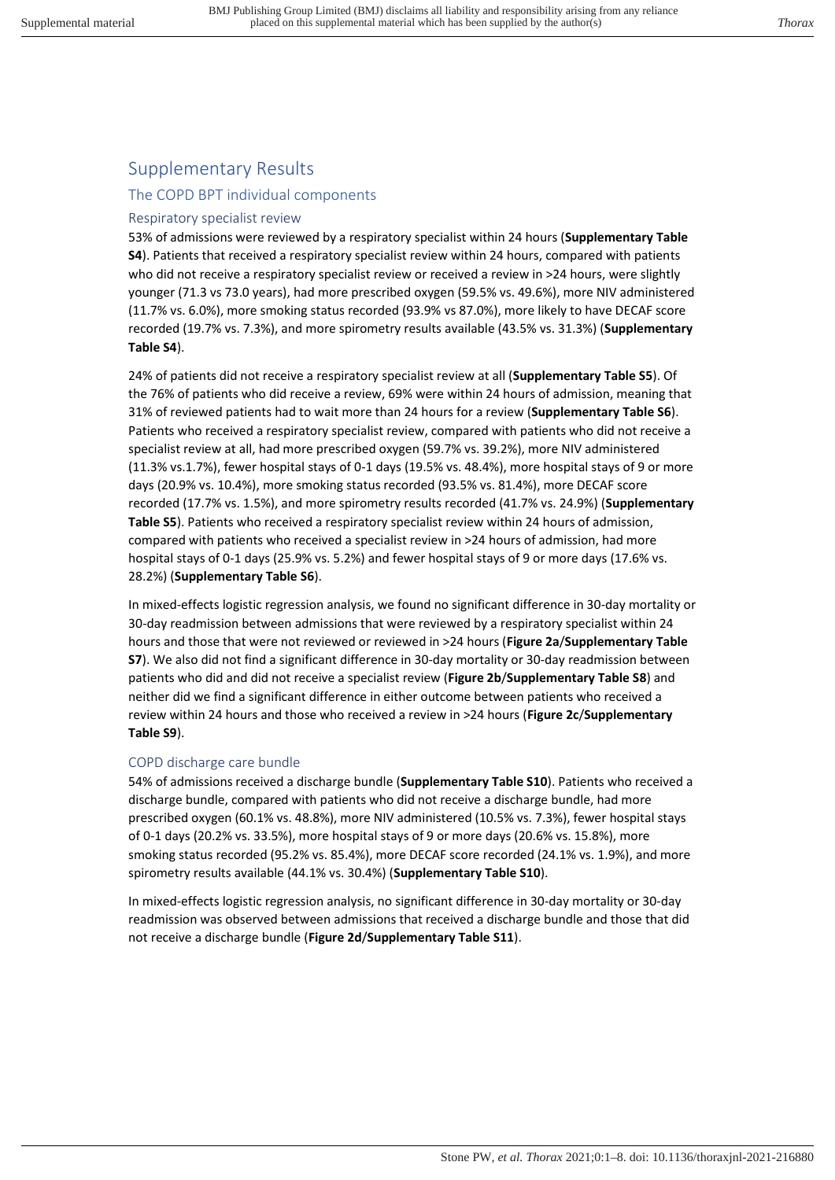# Supplementary Results

## The COPD BPT individual components

### Respiratory specialist review

53% of admissions were reviewed by a respiratory specialist within 24 hours (**Supplementary Table S4**). Patients that received a respiratory specialist review within 24 hours, compared with patients who did not receive a respiratory specialist review or received a review in >24 hours, were slightly younger (71.3 vs 73.0 years), had more prescribed oxygen (59.5% vs. 49.6%), more NIV administered (11.7% vs. 6.0%), more smoking status recorded (93.9% vs 87.0%), more likely to have DECAF score recorded (19.7% vs. 7.3%), and more spirometry results available (43.5% vs. 31.3%) (**Supplementary Table S4**).

24% of patients did not receive a respiratory specialist review at all (**Supplementary Table S5**). Of the 76% of patients who did receive a review, 69% were within 24 hours of admission, meaning that 31% of reviewed patients had to wait more than 24 hours for a review (**Supplementary Table S6**). Patients who received a respiratory specialist review, compared with patients who did not receive a specialist review at all, had more prescribed oxygen (59.7% vs. 39.2%), more NIV administered (11.3% vs.1.7%), fewer hospital stays of 0-1 days (19.5% vs. 48.4%), more hospital stays of 9 or more days (20.9% vs. 10.4%), more smoking status recorded (93.5% vs. 81.4%), more DECAF score recorded (17.7% vs. 1.5%), and more spirometry results recorded (41.7% vs. 24.9%) (**Supplementary Table S5**). Patients who received a respiratory specialist review within 24 hours of admission, compared with patients who received a specialist review in >24 hours of admission, had more hospital stays of 0-1 days (25.9% vs. 5.2%) and fewer hospital stays of 9 or more days (17.6% vs. 28.2%) (**Supplementary Table S6**).

In mixed-effects logistic regression analysis, we found no significant difference in 30-day mortality or 30-day readmission between admissions that were reviewed by a respiratory specialist within 24 hours and those that were not reviewed or reviewed in >24 hours (**Figure 2a**/**Supplementary Table S7**). We also did not find a significant difference in 30-day mortality or 30-day readmission between patients who did and did not receive a specialist review (**Figure 2b**/**Supplementary Table S8**) and neither did we find a significant difference in either outcome between patients who received a review within 24 hours and those who received a review in >24 hours (**Figure 2c**/**Supplementary Table S9**).

### COPD discharge care bundle

54% of admissions received a discharge bundle (**Supplementary Table S10**). Patients who received a discharge bundle, compared with patients who did not receive a discharge bundle, had more prescribed oxygen (60.1% vs. 48.8%), more NIV administered (10.5% vs. 7.3%), fewer hospital stays of 0-1 days (20.2% vs. 33.5%), more hospital stays of 9 or more days (20.6% vs. 15.8%), more smoking status recorded (95.2% vs. 85.4%), more DECAF score recorded (24.1% vs. 1.9%), and more spirometry results available (44.1% vs. 30.4%) (**Supplementary Table S10**).

In mixed-effects logistic regression analysis, no significant difference in 30-day mortality or 30-day readmission was observed between admissions that received a discharge bundle and those that did not receive a discharge bundle (**Figure 2d**/**Supplementary Table S11**).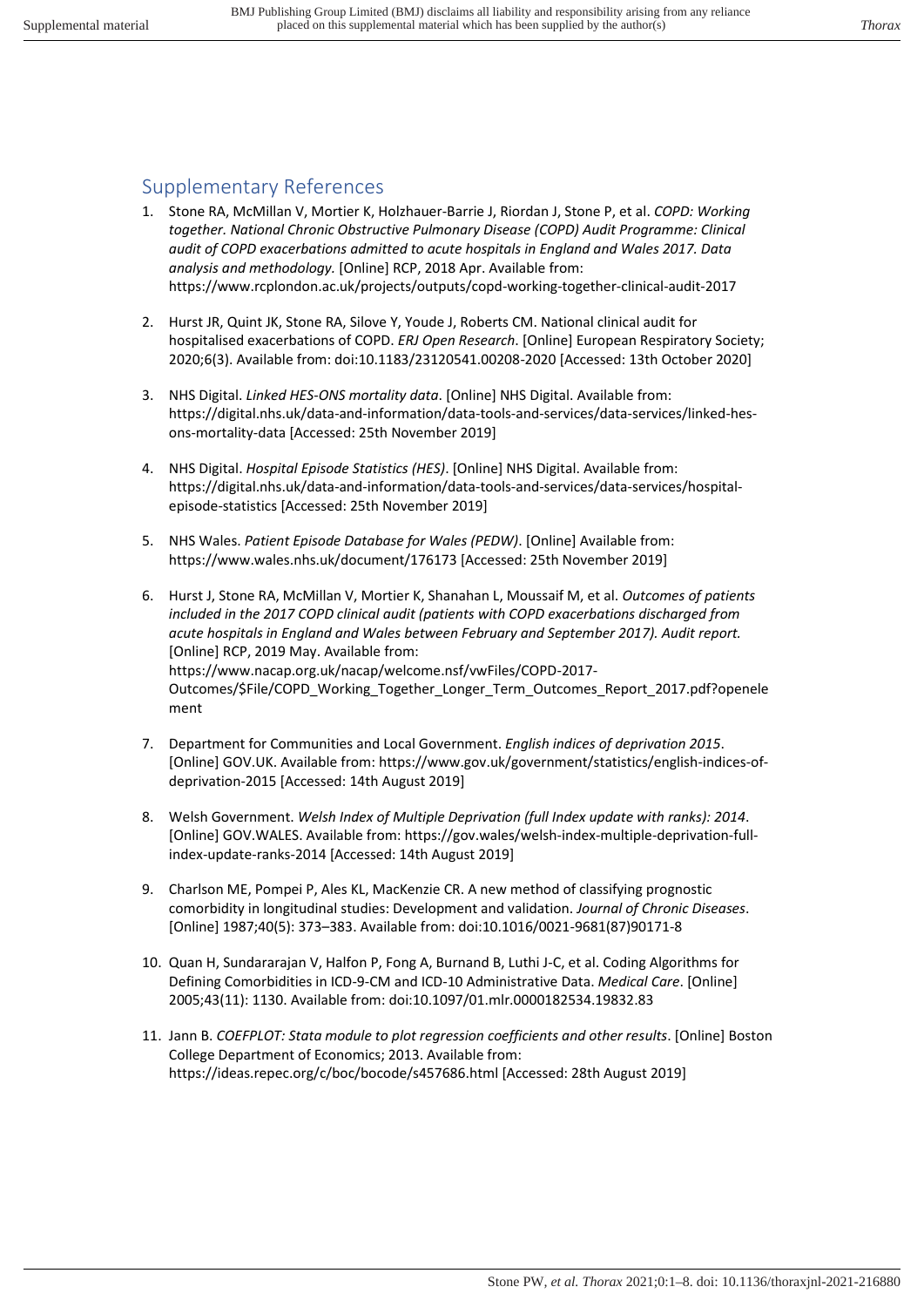## Supplementary References

1. Stone RA, McMillan V, Mortier K, Holzhauer-Barrie J, Riordan J, Stone P, et al. *COPD: Working together. National Chronic Obstructive Pulmonary Disease (COPD) Audit Programme: Clinical audit of COPD exacerbations admitted to acute hospitals in England and Wales 2017. Data analysis and methodology.* [Online] RCP, 2018 Apr. Available from: https://www.rcplondon.ac.uk/projects/outputs/copd-working-together-clinical-audit-2017

2. Hurst JR, Quint JK, Stone RA, Silove Y, Youde J, Roberts CM. National clinical audit for hospitalised exacerbations of COPD. *ERJ Open Research*. [Online] European Respiratory Society; 2020;6(3). Available from: doi:10.1183/23120541.00208-2020 [Accessed: 13th October 2020]

3. NHS Digital. *Linked HES-ONS mortality data*. [Online] NHS Digital. Available from: https://digital.nhs.uk/data-and-information/data-tools-and-services/data-services/linked-hes-ons-mortality-data [Accessed: 25th November 2019]

4. NHS Digital. *Hospital Episode Statistics (HES)*. [Online] NHS Digital. Available from: https://digital.nhs.uk/data-and-information/data-tools-and-services/data-services/hospital-episode-statistics [Accessed: 25th November 2019]

5. NHS Wales. *Patient Episode Database for Wales (PEDW)*. [Online] Available from: https://www.wales.nhs.uk/document/176173 [Accessed: 25th November 2019]

6. Hurst J, Stone RA, McMillan V, Mortier K, Shanahan L, Moussaif M, et al. *Outcomes of patients included in the 2017 COPD clinical audit (patients with COPD exacerbations discharged from acute hospitals in England and Wales between February and September 2017). Audit report.* [Online] RCP, 2019 May. Available from: https://www.nacap.org.uk/nacap/welcome.nsf/vwFiles/COPD-2017-Outcomes/$File/COPD_Working_Together_Longer_Term_Outcomes_Report_2017.pdf?openelement

7. Department for Communities and Local Government. *English indices of deprivation 2015*. [Online] GOV.UK. Available from: https://www.gov.uk/government/statistics/english-indices-of-deprivation-2015 [Accessed: 14th August 2019]

8. Welsh Government. *Welsh Index of Multiple Deprivation (full Index update with ranks): 2014*. [Online] GOV.WALES. Available from: https://gov.wales/welsh-index-multiple-deprivation-full-index-update-ranks-2014 [Accessed: 14th August 2019]

9. Charlson ME, Pompei P, Ales KL, MacKenzie CR. A new method of classifying prognostic comorbidity in longitudinal studies: Development and validation. *Journal of Chronic Diseases*. [Online] 1987;40(5): 373–383. Available from: doi:10.1016/0021-9681(87)90171-8

10. Quan H, Sundararajan V, Halfon P, Fong A, Burnand B, Luthi J-C, et al. Coding Algorithms for Defining Comorbidities in ICD-9-CM and ICD-10 Administrative Data. *Medical Care*. [Online] 2005;43(11): 1130. Available from: doi:10.1097/01.mlr.0000182534.19832.83

11. Jann B. *COEFPLOT: Stata module to plot regression coefficients and other results*. [Online] Boston College Department of Economics; 2013. Available from: https://ideas.repec.org/c/boc/bocode/s457686.html [Accessed: 28th August 2019]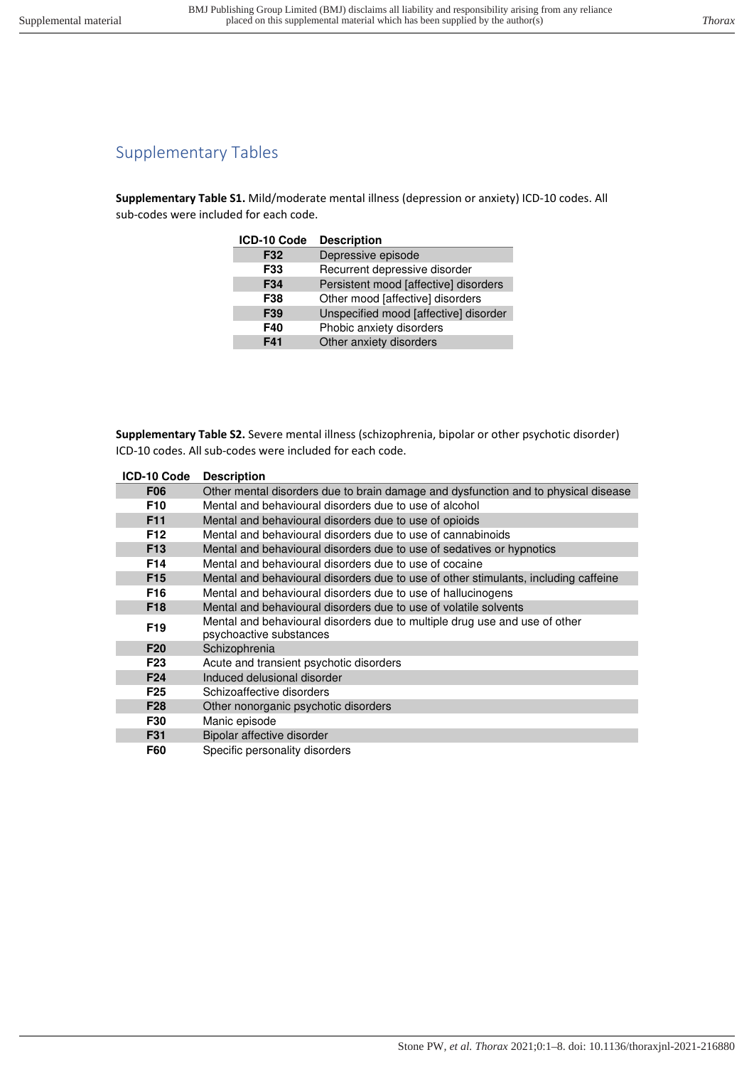## Supplementary Tables

**Supplementary Table S1.** Mild/moderate mental illness (depression or anxiety) ICD-10 codes. All sub-codes were included for each code.

| ICD-10 Code | Description |
|---|---|
| **F32** | Depressive episode |
| **F33** | Recurrent depressive disorder |
| **F34** | Persistent mood [affective] disorders |
| **F38** | Other mood [affective] disorders |
| **F39** | Unspecified mood [affective] disorder |
| **F40** | Phobic anxiety disorders |
| **F41** | Other anxiety disorders |

**Supplementary Table S2.** Severe mental illness (schizophrenia, bipolar or other psychotic disorder) ICD-10 codes. All sub-codes were included for each code.

| ICD-10 Code | Description |
|---|---|
| **F06** | Other mental disorders due to brain damage and dysfunction and to physical disease |
| **F10** | Mental and behavioural disorders due to use of alcohol |
| **F11** | Mental and behavioural disorders due to use of opioids |
| **F12** | Mental and behavioural disorders due to use of cannabinoids |
| **F13** | Mental and behavioural disorders due to use of sedatives or hypnotics |
| **F14** | Mental and behavioural disorders due to use of cocaine |
| **F15** | Mental and behavioural disorders due to use of other stimulants, including caffeine |
| **F16** | Mental and behavioural disorders due to use of hallucinogens |
| **F18** | Mental and behavioural disorders due to use of volatile solvents |
| **F19** | Mental and behavioural disorders due to multiple drug use and use of other psychoactive substances |
| **F20** | Schizophrenia |
| **F23** | Acute and transient psychotic disorders |
| **F24** | Induced delusional disorder |
| **F25** | Schizoaffective disorders |
| **F28** | Other nonorganic psychotic disorders |
| **F30** | Manic episode |
| **F31** | Bipolar affective disorder |
| **F60** | Specific personality disorders |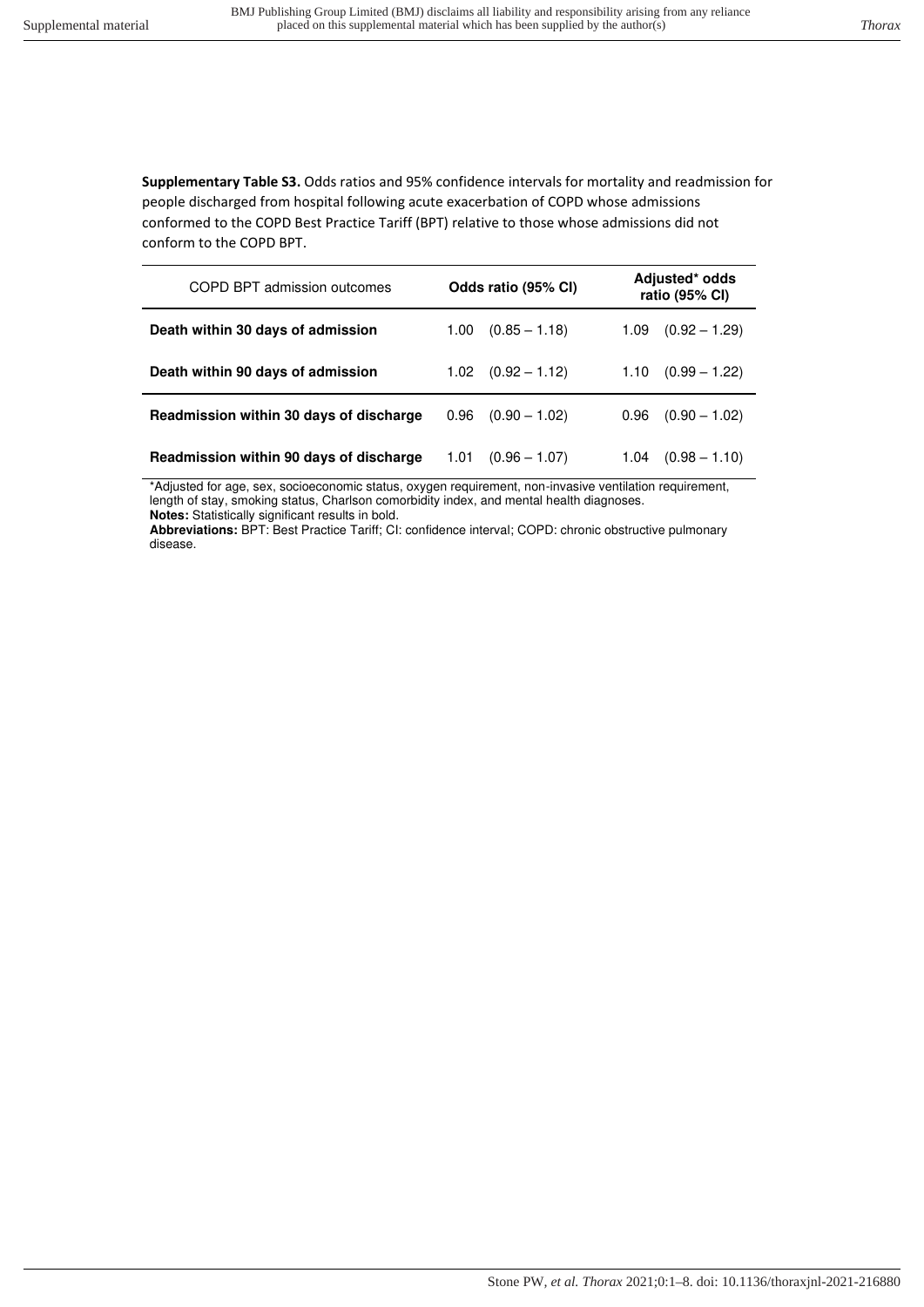**Supplementary Table S3.** Odds ratios and 95% confidence intervals for mortality and readmission for people discharged from hospital following acute exacerbation of COPD whose admissions conformed to the COPD Best Practice Tariff (BPT) relative to those whose admissions did not conform to the COPD BPT.

| COPD BPT admission outcomes | **Odds ratio (95% CI)** | **Adjusted* odds ratio (95% CI)** |
|---|---|---|
| **Death within 30 days of admission** | 1.00 (0.85 – 1.18) | 1.09 (0.92 – 1.29) |
| **Death within 90 days of admission** | 1.02 (0.92 – 1.12) | 1.10 (0.99 – 1.22) |
| **Readmission within 30 days of discharge** | 0.96 (0.90 – 1.02) | 0.96 (0.90 – 1.02) |
| **Readmission within 90 days of discharge** | 1.01 (0.96 – 1.07) | 1.04 (0.98 – 1.10) |

*Adjusted for age, sex, socioeconomic status, oxygen requirement, non-invasive ventilation requirement, length of stay, smoking status, Charlson comorbidity index, and mental health diagnoses.

**Notes:** Statistically significant results in bold.

**Abbreviations:** BPT: Best Practice Tariff; CI: confidence interval; COPD: chronic obstructive pulmonary disease.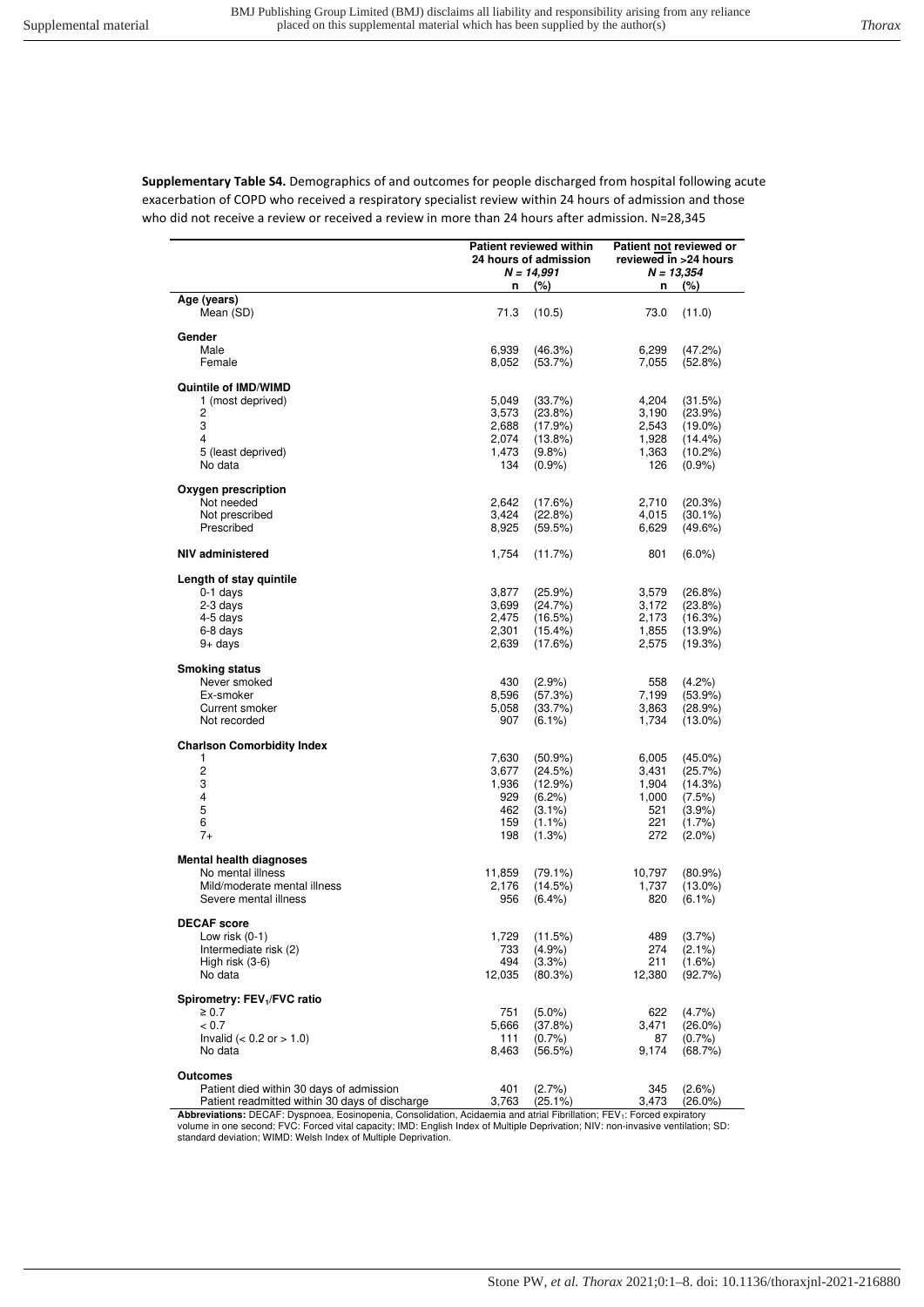**Supplementary Table S4.** Demographics of and outcomes for people discharged from hospital following acute exacerbation of COPD who received a respiratory specialist review within 24 hours of admission and those who did not receive a review or received a review in more than 24 hours after admission. N=28,345

| | Patient reviewed within 24 hours of admission *N = 14,991* | | Patient not reviewed or reviewed in >24 hours *N = 13,354* | |
|---|---|---|---|---|
| | n | (%) | n | (%) |
| **Age (years)** | | | | |
| Mean (SD) | 71.3 | (10.5) | 73.0 | (11.0) |
| **Gender** | | | | |
| Male | 6,939 | (46.3%) | 6,299 | (47.2%) |
| Female | 8,052 | (53.7%) | 7,055 | (52.8%) |
| **Quintile of IMD/WIMD** | | | | |
| 1 (most deprived) | 5,049 | (33.7%) | 4,204 | (31.5%) |
| 2 | 3,573 | (23.8%) | 3,190 | (23.9%) |
| 3 | 2,688 | (17.9%) | 2,543 | (19.0%) |
| 4 | 2,074 | (13.8%) | 1,928 | (14.4%) |
| 5 (least deprived) | 1,473 | (9.8%) | 1,363 | (10.2%) |
| No data | 134 | (0.9%) | 126 | (0.9%) |
| **Oxygen prescription** | | | | |
| Not needed | 2,642 | (17.6%) | 2,710 | (20.3%) |
| Not prescribed | 3,424 | (22.8%) | 4,015 | (30.1%) |
| Prescribed | 8,925 | (59.5%) | 6,629 | (49.6%) |
| **NIV administered** | 1,754 | (11.7%) | 801 | (6.0%) |
| **Length of stay quintile** | | | | |
| 0-1 days | 3,877 | (25.9%) | 3,579 | (26.8%) |
| 2-3 days | 3,699 | (24.7%) | 3,172 | (23.8%) |
| 4-5 days | 2,475 | (16.5%) | 2,173 | (16.3%) |
| 6-8 days | 2,301 | (15.4%) | 1,855 | (13.9%) |
| 9+ days | 2,639 | (17.6%) | 2,575 | (19.3%) |
| **Smoking status** | | | | |
| Never smoked | 430 | (2.9%) | 558 | (4.2%) |
| Ex-smoker | 8,596 | (57.3%) | 7,199 | (53.9%) |
| Current smoker | 5,058 | (33.7%) | 3,863 | (28.9%) |
| Not recorded | 907 | (6.1%) | 1,734 | (13.0%) |
| **Charlson Comorbidity Index** | | | | |
| 1 | 7,630 | (50.9%) | 6,005 | (45.0%) |
| 2 | 3,677 | (24.5%) | 3,431 | (25.7%) |
| 3 | 1,936 | (12.9%) | 1,904 | (14.3%) |
| 4 | 929 | (6.2%) | 1,000 | (7.5%) |
| 5 | 462 | (3.1%) | 521 | (3.9%) |
| 6 | 159 | (1.1%) | 221 | (1.7%) |
| 7+ | 198 | (1.3%) | 272 | (2.0%) |
| **Mental health diagnoses** | | | | |
| No mental illness | 11,859 | (79.1%) | 10,797 | (80.9%) |
| Mild/moderate mental illness | 2,176 | (14.5%) | 1,737 | (13.0%) |
| Severe mental illness | 956 | (6.4%) | 820 | (6.1%) |
| **DECAF score** | | | | |
| Low risk (0-1) | 1,729 | (11.5%) | 489 | (3.7%) |
| Intermediate risk (2) | 733 | (4.9%) | 274 | (2.1%) |
| High risk (3-6) | 494 | (3.3%) | 211 | (1.6%) |
| No data | 12,035 | (80.3%) | 12,380 | (92.7%) |
| **Spirometry: $FEV_1$/FVC ratio** | | | | |
| ≥ 0.7 | 751 | (5.0%) | 622 | (4.7%) |
| < 0.7 | 5,666 | (37.8%) | 3,471 | (26.0%) |
| Invalid (< 0.2 or > 1.0) | 111 | (0.7%) | 87 | (0.7%) |
| No data | 8,463 | (56.5%) | 9,174 | (68.7%) |
| **Outcomes** | | | | |
| Patient died within 30 days of admission | 401 | (2.7%) | 345 | (2.6%) |
| Patient readmitted within 30 days of discharge | 3,763 | (25.1%) | 3,473 | (26.0%) |

**Abbreviations:** DECAF: Dyspnoea, Eosinopenia, Consolidation, Acidaemia and atrial Fibrillation; $FEV_1$: Forced expiratory volume in one second; FVC: Forced vital capacity; IMD: English Index of Multiple Deprivation; NIV: non-invasive ventilation; SD: standard deviation; WIMD: Welsh Index of Multiple Deprivation.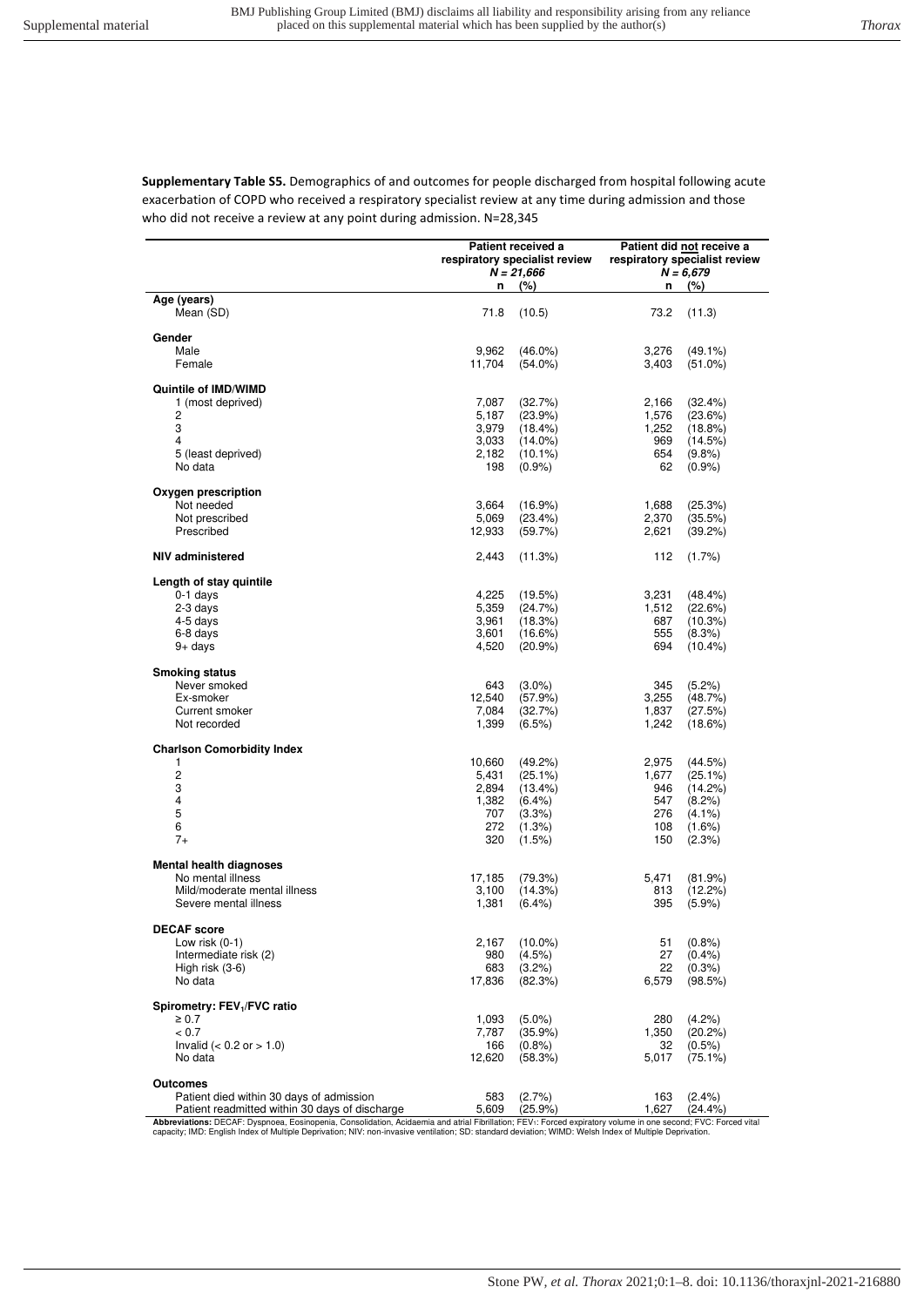**Supplementary Table S5.** Demographics of and outcomes for people discharged from hospital following acute exacerbation of COPD who received a respiratory specialist review at any time during admission and those who did not receive a review at any point during admission. N=28,345

| | Patient received a respiratory specialist review *N = 21,666* | | Patient did not receive a respiratory specialist review *N = 6,679* | |
|---|---|---|---|---|
| | n | (%) | n | (%) |
| **Age (years)** | | | | |
| Mean (SD) | 71.8 | (10.5) | 73.2 | (11.3) |
| **Gender** | | | | |
| Male | 9,962 | (46.0%) | 3,276 | (49.1%) |
| Female | 11,704 | (54.0%) | 3,403 | (51.0%) |
| **Quintile of IMD/WIMD** | | | | |
| 1 (most deprived) | 7,087 | (32.7%) | 2,166 | (32.4%) |
| 2 | 5,187 | (23.9%) | 1,576 | (23.6%) |
| 3 | 3,979 | (18.4%) | 1,252 | (18.8%) |
| 4 | 3,033 | (14.0%) | 969 | (14.5%) |
| 5 (least deprived) | 2,182 | (10.1%) | 654 | (9.8%) |
| No data | 198 | (0.9%) | 62 | (0.9%) |
| **Oxygen prescription** | | | | |
| Not needed | 3,664 | (16.9%) | 1,688 | (25.3%) |
| Not prescribed | 5,069 | (23.4%) | 2,370 | (35.5%) |
| Prescribed | 12,933 | (59.7%) | 2,621 | (39.2%) |
| **NIV administered** | 2,443 | (11.3%) | 112 | (1.7%) |
| **Length of stay quintile** | | | | |
| 0-1 days | 4,225 | (19.5%) | 3,231 | (48.4%) |
| 2-3 days | 5,359 | (24.7%) | 1,512 | (22.6%) |
| 4-5 days | 3,961 | (18.3%) | 687 | (10.3%) |
| 6-8 days | 3,601 | (16.6%) | 555 | (8.3%) |
| 9+ days | 4,520 | (20.9%) | 694 | (10.4%) |
| **Smoking status** | | | | |
| Never smoked | 643 | (3.0%) | 345 | (5.2%) |
| Ex-smoker | 12,540 | (57.9%) | 3,255 | (48.7%) |
| Current smoker | 7,084 | (32.7%) | 1,837 | (27.5%) |
| Not recorded | 1,399 | (6.5%) | 1,242 | (18.6%) |
| **Charlson Comorbidity Index** | | | | |
| 1 | 10,660 | (49.2%) | 2,975 | (44.5%) |
| 2 | 5,431 | (25.1%) | 1,677 | (25.1%) |
| 3 | 2,894 | (13.4%) | 946 | (14.2%) |
| 4 | 1,382 | (6.4%) | 547 | (8.2%) |
| 5 | 707 | (3.3%) | 276 | (4.1%) |
| 6 | 272 | (1.3%) | 108 | (1.6%) |
| 7+ | 320 | (1.5%) | 150 | (2.3%) |
| **Mental health diagnoses** | | | | |
| No mental illness | 17,185 | (79.3%) | 5,471 | (81.9%) |
| Mild/moderate mental illness | 3,100 | (14.3%) | 813 | (12.2%) |
| Severe mental illness | 1,381 | (6.4%) | 395 | (5.9%) |
| **DECAF score** | | | | |
| Low risk (0-1) | 2,167 | (10.0%) | 51 | (0.8%) |
| Intermediate risk (2) | 980 | (4.5%) | 27 | (0.4%) |
| High risk (3-6) | 683 | (3.2%) | 22 | (0.3%) |
| No data | 17,836 | (82.3%) | 6,579 | (98.5%) |
| **Spirometry: $FEV_1$/FVC ratio** | | | | |
| $\geq 0.7$ | 1,093 | (5.0%) | 280 | (4.2%) |
| $< 0.7$ | 7,787 | (35.9%) | 1,350 | (20.2%) |
| Invalid ($< 0.2$ or $> 1.0$) | 166 | (0.8%) | 32 | (0.5%) |
| No data | 12,620 | (58.3%) | 5,017 | (75.1%) |
| **Outcomes** | | | | |
| Patient died within 30 days of admission | 583 | (2.7%) | 163 | (2.4%) |
| Patient readmitted within 30 days of discharge | 5,609 | (25.9%) | 1,627 | (24.4%) |

**Abbreviations:** DECAF: Dyspnoea, Eosinopenia, Consolidation, Acidaemia and atrial Fibrillation; $FEV_1$: Forced expiratory volume in one second; FVC: Forced vital capacity; IMD: English Index of Multiple Deprivation; NIV: non-invasive ventilation; SD: standard deviation; WIMD: Welsh Index of Multiple Deprivation.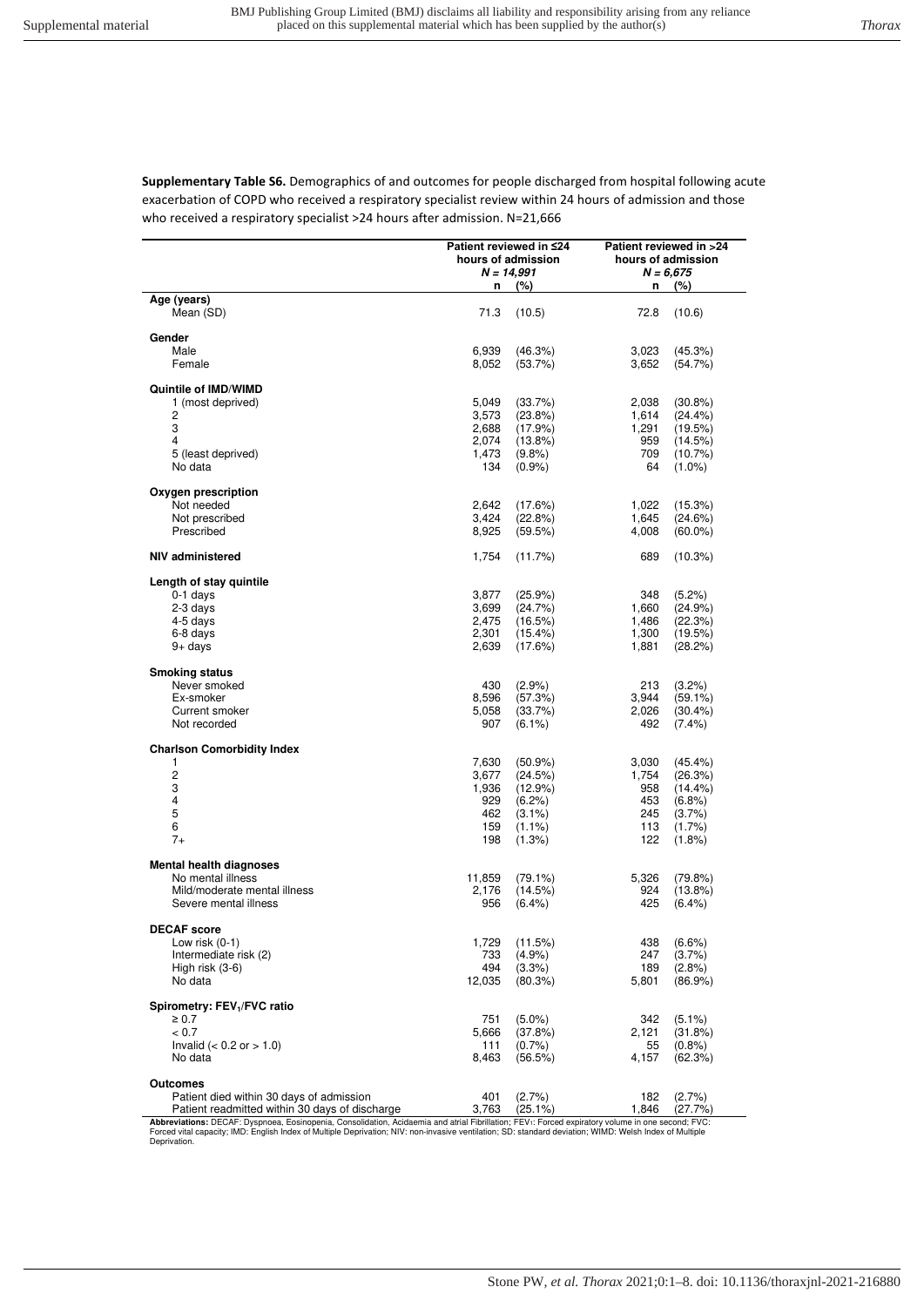**Supplementary Table S6.** Demographics of and outcomes for people discharged from hospital following acute exacerbation of COPD who received a respiratory specialist review within 24 hours of admission and those who received a respiratory specialist >24 hours after admission. N=21,666

| | Patient reviewed in ≤24 hours of admission *N = 14,991* | | Patient reviewed in >24 hours of admission *N = 6,675* | |
|---|---|---|---|---|
| | **n** | **(%)** | **n** | **(%)** |
| **Age (years)** | | | | |
| Mean (SD) | 71.3 | (10.5) | 72.8 | (10.6) |
| **Gender** | | | | |
| Male | 6,939 | (46.3%) | 3,023 | (45.3%) |
| Female | 8,052 | (53.7%) | 3,652 | (54.7%) |
| **Quintile of IMD/WIMD** | | | | |
| 1 (most deprived) | 5,049 | (33.7%) | 2,038 | (30.8%) |
| 2 | 3,573 | (23.8%) | 1,614 | (24.4%) |
| 3 | 2,688 | (17.9%) | 1,291 | (19.5%) |
| 4 | 2,074 | (13.8%) | 959 | (14.5%) |
| 5 (least deprived) | 1,473 | (9.8%) | 709 | (10.7%) |
| No data | 134 | (0.9%) | 64 | (1.0%) |
| **Oxygen prescription** | | | | |
| Not needed | 2,642 | (17.6%) | 1,022 | (15.3%) |
| Not prescribed | 3,424 | (22.8%) | 1,645 | (24.6%) |
| Prescribed | 8,925 | (59.5%) | 4,008 | (60.0%) |
| **NIV administered** | 1,754 | (11.7%) | 689 | (10.3%) |
| **Length of stay quintile** | | | | |
| 0-1 days | 3,877 | (25.9%) | 348 | (5.2%) |
| 2-3 days | 3,699 | (24.7%) | 1,660 | (24.9%) |
| 4-5 days | 2,475 | (16.5%) | 1,486 | (22.3%) |
| 6-8 days | 2,301 | (15.4%) | 1,300 | (19.5%) |
| 9+ days | 2,639 | (17.6%) | 1,881 | (28.2%) |
| **Smoking status** | | | | |
| Never smoked | 430 | (2.9%) | 213 | (3.2%) |
| Ex-smoker | 8,596 | (57.3%) | 3,944 | (59.1%) |
| Current smoker | 5,058 | (33.7%) | 2,026 | (30.4%) |
| Not recorded | 907 | (6.1%) | 492 | (7.4%) |
| **Charlson Comorbidity Index** | | | | |
| 1 | 7,630 | (50.9%) | 3,030 | (45.4%) |
| 2 | 3,677 | (24.5%) | 1,754 | (26.3%) |
| 3 | 1,936 | (12.9%) | 958 | (14.4%) |
| 4 | 929 | (6.2%) | 453 | (6.8%) |
| 5 | 462 | (3.1%) | 245 | (3.7%) |
| 6 | 159 | (1.1%) | 113 | (1.7%) |
| 7+ | 198 | (1.3%) | 122 | (1.8%) |
| **Mental health diagnoses** | | | | |
| No mental illness | 11,859 | (79.1%) | 5,326 | (79.8%) |
| Mild/moderate mental illness | 2,176 | (14.5%) | 924 | (13.8%) |
| Severe mental illness | 956 | (6.4%) | 425 | (6.4%) |
| **DECAF score** | | | | |
| Low risk (0-1) | 1,729 | (11.5%) | 438 | (6.6%) |
| Intermediate risk (2) | 733 | (4.9%) | 247 | (3.7%) |
| High risk (3-6) | 494 | (3.3%) | 189 | (2.8%) |
| No data | 12,035 | (80.3%) | 5,801 | (86.9%) |
| **Spirometry: $FEV_1$/FVC ratio** | | | | |
| ≥ 0.7 | 751 | (5.0%) | 342 | (5.1%) |
| < 0.7 | 5,666 | (37.8%) | 2,121 | (31.8%) |
| Invalid (< 0.2 or > 1.0) | 111 | (0.7%) | 55 | (0.8%) |
| No data | 8,463 | (56.5%) | 4,157 | (62.3%) |
| **Outcomes** | | | | |
| Patient died within 30 days of admission | 401 | (2.7%) | 182 | (2.7%) |
| Patient readmitted within 30 days of discharge | 3,763 | (25.1%) | 1,846 | (27.7%) |

**Abbreviations:** DECAF: Dyspnoea, Eosinopenia, Consolidation, Acidaemia and atrial Fibrillation; $FEV_1$: Forced expiratory volume in one second; FVC: Forced vital capacity; IMD: English Index of Multiple Deprivation; NIV: non-invasive ventilation; SD: standard deviation; WIMD: Welsh Index of Multiple Deprivation.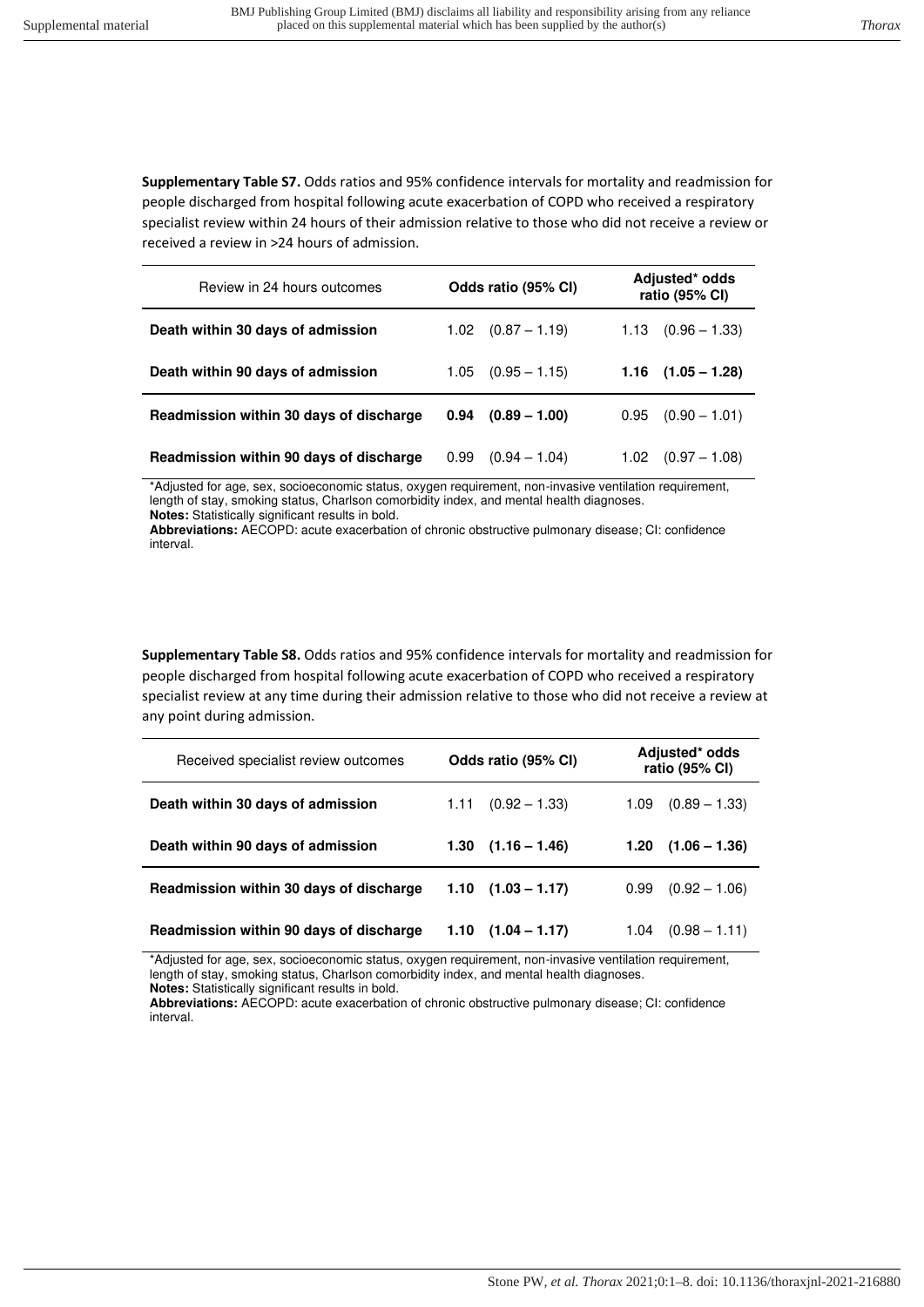**Supplementary Table S7.** Odds ratios and 95% confidence intervals for mortality and readmission for people discharged from hospital following acute exacerbation of COPD who received a respiratory specialist review within 24 hours of their admission relative to those who did not receive a review or received a review in >24 hours of admission.

| Review in 24 hours outcomes | Odds ratio (95% CI) | Adjusted* odds ratio (95% CI) |
|---|---|---|
| **Death within 30 days of admission** | 1.02 (0.87 – 1.19) | 1.13 (0.96 – 1.33) |
| **Death within 90 days of admission** | 1.05 (0.95 – 1.15) | **1.16 (1.05 – 1.28)** |
| **Readmission within 30 days of discharge** | **0.94 (0.89 – 1.00)** | 0.95 (0.90 – 1.01) |
| **Readmission within 90 days of discharge** | 0.99 (0.94 – 1.04) | 1.02 (0.97 – 1.08) |

*Adjusted for age, sex, socioeconomic status, oxygen requirement, non-invasive ventilation requirement, length of stay, smoking status, Charlson comorbidity index, and mental health diagnoses.
**Notes:** Statistically significant results in bold.
**Abbreviations:** AECOPD: acute exacerbation of chronic obstructive pulmonary disease; CI: confidence interval.

**Supplementary Table S8.** Odds ratios and 95% confidence intervals for mortality and readmission for people discharged from hospital following acute exacerbation of COPD who received a respiratory specialist review at any time during their admission relative to those who did not receive a review at any point during admission.

| Received specialist review outcomes | Odds ratio (95% CI) | Adjusted* odds ratio (95% CI) |
|---|---|---|
| **Death within 30 days of admission** | 1.11 (0.92 – 1.33) | 1.09 (0.89 – 1.33) |
| **Death within 90 days of admission** | **1.30 (1.16 – 1.46)** | **1.20 (1.06 – 1.36)** |
| **Readmission within 30 days of discharge** | **1.10 (1.03 – 1.17)** | 0.99 (0.92 – 1.06) |
| **Readmission within 90 days of discharge** | **1.10 (1.04 – 1.17)** | 1.04 (0.98 – 1.11) |

*Adjusted for age, sex, socioeconomic status, oxygen requirement, non-invasive ventilation requirement, length of stay, smoking status, Charlson comorbidity index, and mental health diagnoses.
**Notes:** Statistically significant results in bold.
**Abbreviations:** AECOPD: acute exacerbation of chronic obstructive pulmonary disease; CI: confidence interval.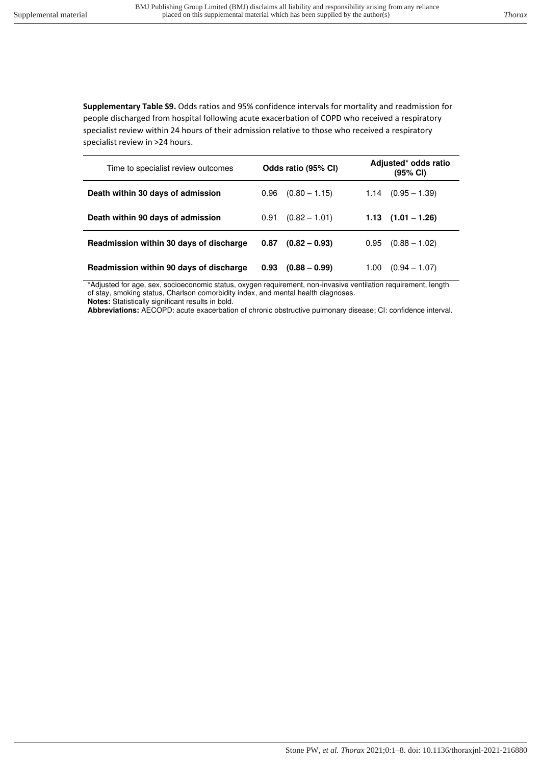**Supplementary Table S9.** Odds ratios and 95% confidence intervals for mortality and readmission for people discharged from hospital following acute exacerbation of COPD who received a respiratory specialist review within 24 hours of their admission relative to those who received a respiratory specialist review in >24 hours.

| Time to specialist review outcomes | Odds ratio (95% CI) | Adjusted* odds ratio (95% CI) |
|---|---|---|
| **Death within 30 days of admission** | 0.96 (0.80 – 1.15) | 1.14 (0.95 – 1.39) |
| **Death within 90 days of admission** | 0.91 (0.82 – 1.01) | **1.13 (1.01 – 1.26)** |
| **Readmission within 30 days of discharge** | **0.87 (0.82 – 0.93)** | 0.95 (0.88 – 1.02) |
| **Readmission within 90 days of discharge** | **0.93 (0.88 – 0.99)** | 1.00 (0.94 – 1.07) |

*Adjusted for age, sex, socioeconomic status, oxygen requirement, non-invasive ventilation requirement, length of stay, smoking status, Charlson comorbidity index, and mental health diagnoses.

**Notes:** Statistically significant results in bold.

**Abbreviations:** AECOPD: acute exacerbation of chronic obstructive pulmonary disease; CI: confidence interval.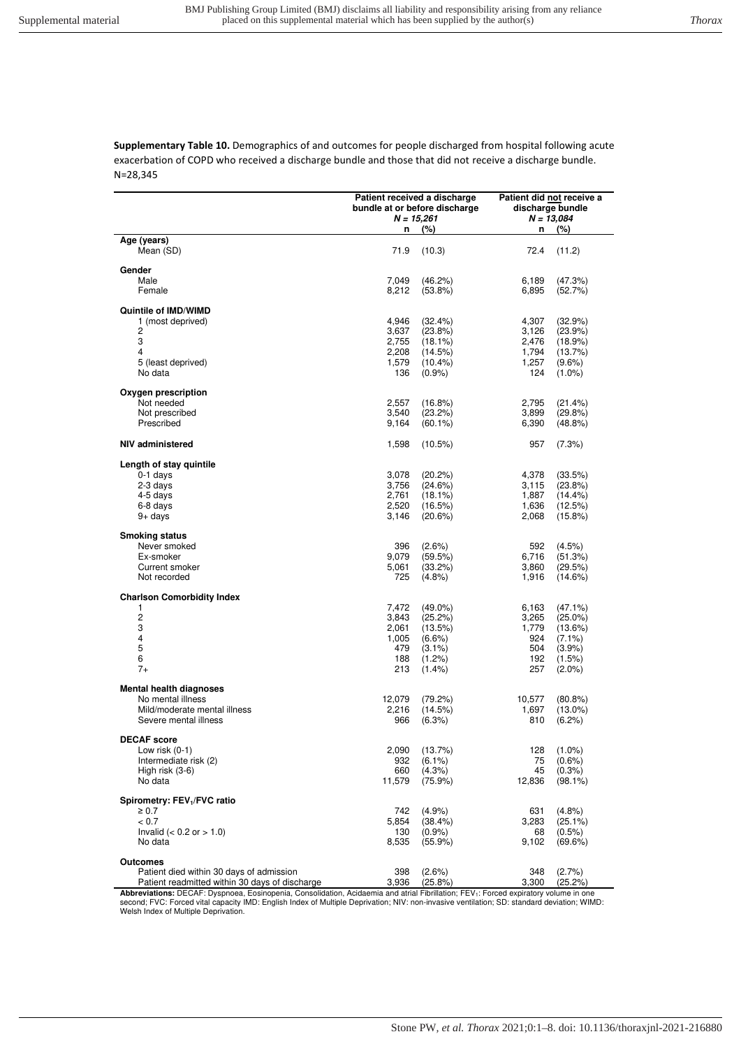**Supplementary Table 10.** Demographics of and outcomes for people discharged from hospital following acute exacerbation of COPD who received a discharge bundle and those that did not receive a discharge bundle. N=28,345

| | Patient received a discharge bundle at or before discharge *N = 15,261* | | Patient did not receive a discharge bundle *N = 13,084* | |
|---|---|---|---|---|
| | **n** | **(%)** | **n** | **(%)** |
| **Age (years)** | | | | |
| Mean (SD) | 71.9 | (10.3) | 72.4 | (11.2) |
| **Gender** | | | | |
| Male | 7,049 | (46.2%) | 6,189 | (47.3%) |
| Female | 8,212 | (53.8%) | 6,895 | (52.7%) |
| **Quintile of IMD/WIMD** | | | | |
| 1 (most deprived) | 4,946 | (32.4%) | 4,307 | (32.9%) |
| 2 | 3,637 | (23.8%) | 3,126 | (23.9%) |
| 3 | 2,755 | (18.1%) | 2,476 | (18.9%) |
| 4 | 2,208 | (14.5%) | 1,794 | (13.7%) |
| 5 (least deprived) | 1,579 | (10.4%) | 1,257 | (9.6%) |
| No data | 136 | (0.9%) | 124 | (1.0%) |
| **Oxygen prescription** | | | | |
| Not needed | 2,557 | (16.8%) | 2,795 | (21.4%) |
| Not prescribed | 3,540 | (23.2%) | 3,899 | (29.8%) |
| Prescribed | 9,164 | (60.1%) | 6,390 | (48.8%) |
| **NIV administered** | 1,598 | (10.5%) | 957 | (7.3%) |
| **Length of stay quintile** | | | | |
| 0-1 days | 3,078 | (20.2%) | 4,378 | (33.5%) |
| 2-3 days | 3,756 | (24.6%) | 3,115 | (23.8%) |
| 4-5 days | 2,761 | (18.1%) | 1,887 | (14.4%) |
| 6-8 days | 2,520 | (16.5%) | 1,636 | (12.5%) |
| 9+ days | 3,146 | (20.6%) | 2,068 | (15.8%) |
| **Smoking status** | | | | |
| Never smoked | 396 | (2.6%) | 592 | (4.5%) |
| Ex-smoker | 9,079 | (59.5%) | 6,716 | (51.3%) |
| Current smoker | 5,061 | (33.2%) | 3,860 | (29.5%) |
| Not recorded | 725 | (4.8%) | 1,916 | (14.6%) |
| **Charlson Comorbidity Index** | | | | |
| 1 | 7,472 | (49.0%) | 6,163 | (47.1%) |
| 2 | 3,843 | (25.2%) | 3,265 | (25.0%) |
| 3 | 2,061 | (13.5%) | 1,779 | (13.6%) |
| 4 | 1,005 | (6.6%) | 924 | (7.1%) |
| 5 | 479 | (3.1%) | 504 | (3.9%) |
| 6 | 188 | (1.2%) | 192 | (1.5%) |
| 7+ | 213 | (1.4%) | 257 | (2.0%) |
| **Mental health diagnoses** | | | | |
| No mental illness | 12,079 | (79.2%) | 10,577 | (80.8%) |
| Mild/moderate mental illness | 2,216 | (14.5%) | 1,697 | (13.0%) |
| Severe mental illness | 966 | (6.3%) | 810 | (6.2%) |
| **DECAF score** | | | | |
| Low risk (0-1) | 2,090 | (13.7%) | 128 | (1.0%) |
| Intermediate risk (2) | 932 | (6.1%) | 75 | (0.6%) |
| High risk (3-6) | 660 | (4.3%) | 45 | (0.3%) |
| No data | 11,579 | (75.9%) | 12,836 | (98.1%) |
| **Spirometry: $FEV_1$/FVC ratio** | | | | |
| ≥ 0.7 | 742 | (4.9%) | 631 | (4.8%) |
| < 0.7 | 5,854 | (38.4%) | 3,283 | (25.1%) |
| Invalid (< 0.2 or > 1.0) | 130 | (0.9%) | 68 | (0.5%) |
| No data | 8,535 | (55.9%) | 9,102 | (69.6%) |
| **Outcomes** | | | | |
| Patient died within 30 days of admission | 398 | (2.6%) | 348 | (2.7%) |
| Patient readmitted within 30 days of discharge | 3,936 | (25.8%) | 3,300 | (25.2%) |

**Abbreviations:** DECAF: Dyspnoea, Eosinopenia, Consolidation, Acidaemia and atrial Fibrillation; $FEV_1$: Forced expiratory volume in one second; FVC: Forced vital capacity IMD: English Index of Multiple Deprivation; NIV: non-invasive ventilation; SD: standard deviation; WIMD: Welsh Index of Multiple Deprivation.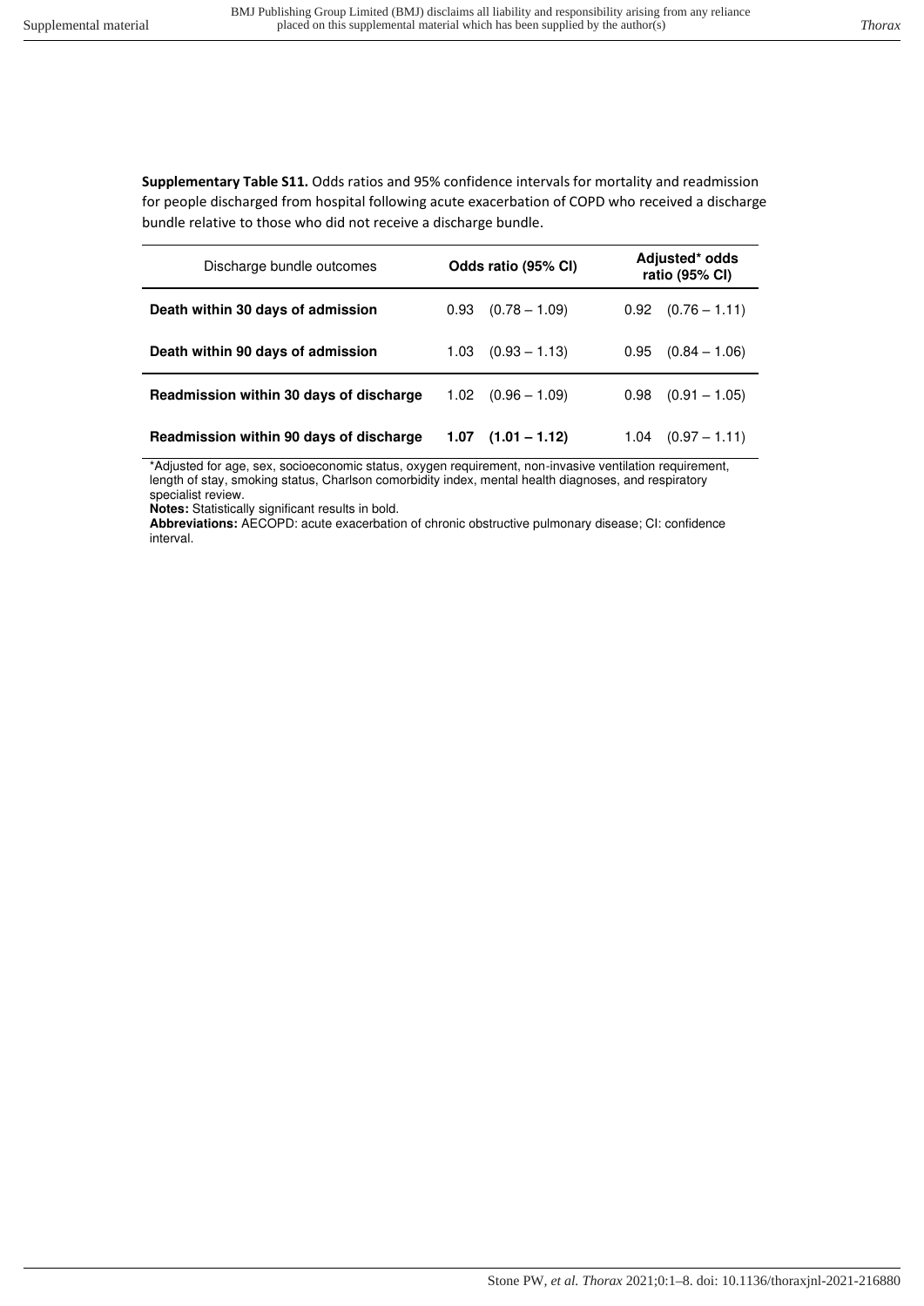**Supplementary Table S11.** Odds ratios and 95% confidence intervals for mortality and readmission for people discharged from hospital following acute exacerbation of COPD who received a discharge bundle relative to those who did not receive a discharge bundle.

| Discharge bundle outcomes | Odds ratio (95% CI) | Adjusted* odds ratio (95% CI) |
|---|---|---|
| **Death within 30 days of admission** | 0.93 (0.78 – 1.09) | 0.92 (0.76 – 1.11) |
| **Death within 90 days of admission** | 1.03 (0.93 – 1.13) | 0.95 (0.84 – 1.06) |
| **Readmission within 30 days of discharge** | 1.02 (0.96 – 1.09) | 0.98 (0.91 – 1.05) |
| **Readmission within 90 days of discharge** | **1.07 (1.01 – 1.12)** | 1.04 (0.97 – 1.11) |

*Adjusted for age, sex, socioeconomic status, oxygen requirement, non-invasive ventilation requirement, length of stay, smoking status, Charlson comorbidity index, mental health diagnoses, and respiratory specialist review.

**Notes:** Statistically significant results in bold.

**Abbreviations:** AECOPD: acute exacerbation of chronic obstructive pulmonary disease; CI: confidence interval.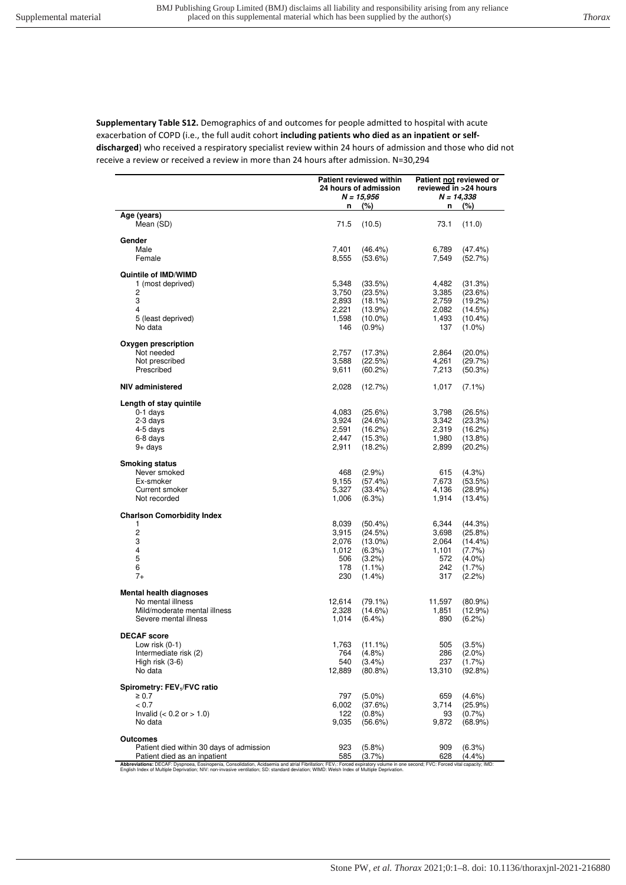**Supplementary Table S12.** Demographics of and outcomes for people admitted to hospital with acute exacerbation of COPD (i.e., the full audit cohort **including patients who died as an inpatient or self-discharged**) who received a respiratory specialist review within 24 hours of admission and those who did not receive a review or received a review in more than 24 hours after admission. N=30,294

| | Patient reviewed within 24 hours of admission *N = 15,956* | | Patient not reviewed or reviewed in >24 hours *N = 14,338* | |
|---|---|---|---|---|
| | n | (%) | n | (%) |
| **Age (years)** | | | | |
| Mean (SD) | 71.5 | (10.5) | 73.1 | (11.0) |
| **Gender** | | | | |
| Male | 7,401 | (46.4%) | 6,789 | (47.4%) |
| Female | 8,555 | (53.6%) | 7,549 | (52.7%) |
| **Quintile of IMD/WIMD** | | | | |
| 1 (most deprived) | 5,348 | (33.5%) | 4,482 | (31.3%) |
| 2 | 3,750 | (23.5%) | 3,385 | (23.6%) |
| 3 | 2,893 | (18.1%) | 2,759 | (19.2%) |
| 4 | 2,221 | (13.9%) | 2,082 | (14.5%) |
| 5 (least deprived) | 1,598 | (10.0%) | 1,493 | (10.4%) |
| No data | 146 | (0.9%) | 137 | (1.0%) |
| **Oxygen prescription** | | | | |
| Not needed | 2,757 | (17.3%) | 2,864 | (20.0%) |
| Not prescribed | 3,588 | (22.5%) | 4,261 | (29.7%) |
| Prescribed | 9,611 | (60.2%) | 7,213 | (50.3%) |
| **NIV administered** | 2,028 | (12.7%) | 1,017 | (7.1%) |
| **Length of stay quintile** | | | | |
| 0-1 days | 4,083 | (25.6%) | 3,798 | (26.5%) |
| 2-3 days | 3,924 | (24.6%) | 3,342 | (23.3%) |
| 4-5 days | 2,591 | (16.2%) | 2,319 | (16.2%) |
| 6-8 days | 2,447 | (15.3%) | 1,980 | (13.8%) |
| 9+ days | 2,911 | (18.2%) | 2,899 | (20.2%) |
| **Smoking status** | | | | |
| Never smoked | 468 | (2.9%) | 615 | (4.3%) |
| Ex-smoker | 9,155 | (57.4%) | 7,673 | (53.5%) |
| Current smoker | 5,327 | (33.4%) | 4,136 | (28.9%) |
| Not recorded | 1,006 | (6.3%) | 1,914 | (13.4%) |
| **Charlson Comorbidity Index** | | | | |
| 1 | 8,039 | (50.4%) | 6,344 | (44.3%) |
| 2 | 3,915 | (24.5%) | 3,698 | (25.8%) |
| 3 | 2,076 | (13.0%) | 2,064 | (14.4%) |
| 4 | 1,012 | (6.3%) | 1,101 | (7.7%) |
| 5 | 506 | (3.2%) | 572 | (4.0%) |
| 6 | 178 | (1.1%) | 242 | (1.7%) |
| 7+ | 230 | (1.4%) | 317 | (2.2%) |
| **Mental health diagnoses** | | | | |
| No mental illness | 12,614 | (79.1%) | 11,597 | (80.9%) |
| Mild/moderate mental illness | 2,328 | (14.6%) | 1,851 | (12.9%) |
| Severe mental illness | 1,014 | (6.4%) | 890 | (6.2%) |
| **DECAF score** | | | | |
| Low risk (0-1) | 1,763 | (11.1%) | 505 | (3.5%) |
| Intermediate risk (2) | 764 | (4.8%) | 286 | (2.0%) |
| High risk (3-6) | 540 | (3.4%) | 237 | (1.7%) |
| No data | 12,889 | (80.8%) | 13,310 | (92.8%) |
| **Spirometry: $FEV_1$/FVC ratio** | | | | |
| $\geq 0.7$ | 797 | (5.0%) | 659 | (4.6%) |
| $< 0.7$ | 6,002 | (37.6%) | 3,714 | (25.9%) |
| Invalid ($< 0.2$ or $> 1.0$) | 122 | (0.8%) | 93 | (0.7%) |
| No data | 9,035 | (56.6%) | 9,872 | (68.9%) |
| **Outcomes** | | | | |
| Patient died within 30 days of admission | 923 | (5.8%) | 909 | (6.3%) |
| Patient died as an inpatient | 585 | (3.7%) | 628 | (4.4%) |

**Abbreviations:** DECAF: Dyspnoea, Eosinopenia, Consolidation, Acidaemia and atrial Fibrillation; $FEV_1$: Forced expiratory volume in one second; FVC: Forced vital capacity; IMD: English Index of Multiple Deprivation; NIV: non-invasive ventilation; SD: standard deviation; WIMD: Welsh Index of Multiple Deprivation.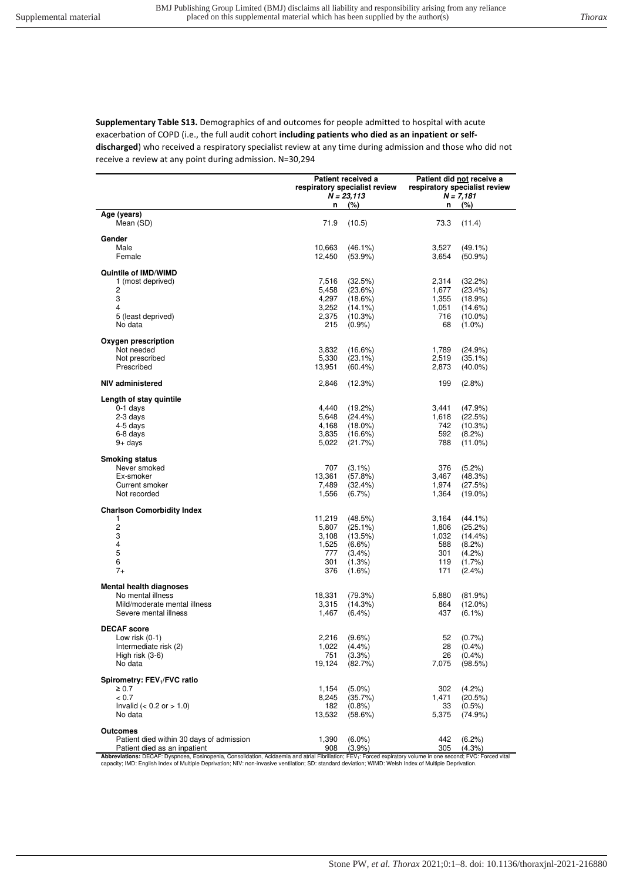**Supplementary Table S13.** Demographics of and outcomes for people admitted to hospital with acute exacerbation of COPD (i.e., the full audit cohort **including patients who died as an inpatient or self-discharged**) who received a respiratory specialist review at any time during admission and those who did not receive a review at any point during admission. N=30,294

| | Patient received a respiratory specialist review *N = 23,113* | | Patient did not receive a respiratory specialist review *N = 7,181* | |
|---|---|---|---|---|
| | n | (%) | n | (%) |
| **Age (years)** | | | | |
| Mean (SD) | 71.9 | (10.5) | 73.3 | (11.4) |
| **Gender** | | | | |
| Male | 10,663 | (46.1%) | 3,527 | (49.1%) |
| Female | 12,450 | (53.9%) | 3,654 | (50.9%) |
| **Quintile of IMD/WIMD** | | | | |
| 1 (most deprived) | 7,516 | (32.5%) | 2,314 | (32.2%) |
| 2 | 5,458 | (23.6%) | 1,677 | (23.4%) |
| 3 | 4,297 | (18.6%) | 1,355 | (18.9%) |
| 4 | 3,252 | (14.1%) | 1,051 | (14.6%) |
| 5 (least deprived) | 2,375 | (10.3%) | 716 | (10.0%) |
| No data | 215 | (0.9%) | 68 | (1.0%) |
| **Oxygen prescription** | | | | |
| Not needed | 3,832 | (16.6%) | 1,789 | (24.9%) |
| Not prescribed | 5,330 | (23.1%) | 2,519 | (35.1%) |
| Prescribed | 13,951 | (60.4%) | 2,873 | (40.0%) |
| **NIV administered** | 2,846 | (12.3%) | 199 | (2.8%) |
| **Length of stay quintile** | | | | |
| 0-1 days | 4,440 | (19.2%) | 3,441 | (47.9%) |
| 2-3 days | 5,648 | (24.4%) | 1,618 | (22.5%) |
| 4-5 days | 4,168 | (18.0%) | 742 | (10.3%) |
| 6-8 days | 3,835 | (16.6%) | 592 | (8.2%) |
| 9+ days | 5,022 | (21.7%) | 788 | (11.0%) |
| **Smoking status** | | | | |
| Never smoked | 707 | (3.1%) | 376 | (5.2%) |
| Ex-smoker | 13,361 | (57.8%) | 3,467 | (48.3%) |
| Current smoker | 7,489 | (32.4%) | 1,974 | (27.5%) |
| Not recorded | 1,556 | (6.7%) | 1,364 | (19.0%) |
| **Charlson Comorbidity Index** | | | | |
| 1 | 11,219 | (48.5%) | 3,164 | (44.1%) |
| 2 | 5,807 | (25.1%) | 1,806 | (25.2%) |
| 3 | 3,108 | (13.5%) | 1,032 | (14.4%) |
| 4 | 1,525 | (6.6%) | 588 | (8.2%) |
| 5 | 777 | (3.4%) | 301 | (4.2%) |
| 6 | 301 | (1.3%) | 119 | (1.7%) |
| 7+ | 376 | (1.6%) | 171 | (2.4%) |
| **Mental health diagnoses** | | | | |
| No mental illness | 18,331 | (79.3%) | 5,880 | (81.9%) |
| Mild/moderate mental illness | 3,315 | (14.3%) | 864 | (12.0%) |
| Severe mental illness | 1,467 | (6.4%) | 437 | (6.1%) |
| **DECAF score** | | | | |
| Low risk (0-1) | 2,216 | (9.6%) | 52 | (0.7%) |
| Intermediate risk (2) | 1,022 | (4.4%) | 28 | (0.4%) |
| High risk (3-6) | 751 | (3.3%) | 26 | (0.4%) |
| No data | 19,124 | (82.7%) | 7,075 | (98.5%) |
| **Spirometry: $FEV_1$/FVC ratio** | | | | |
| ≥ 0.7 | 1,154 | (5.0%) | 302 | (4.2%) |
| < 0.7 | 8,245 | (35.7%) | 1,471 | (20.5%) |
| Invalid (< 0.2 or > 1.0) | 182 | (0.8%) | 33 | (0.5%) |
| No data | 13,532 | (58.6%) | 5,375 | (74.9%) |
| **Outcomes** | | | | |
| Patient died within 30 days of admission | 1,390 | (6.0%) | 442 | (6.2%) |
| Patient died as an inpatient | 908 | (3.9%) | 305 | (4.3%) |

**Abbreviations:** DECAF: Dyspnoea, Eosinopenia, Consolidation, Acidaemia and atrial Fibrillation; $FEV_1$: Forced expiratory volume in one second; FVC: Forced vital capacity; IMD: English Index of Multiple Deprivation; NIV: non-invasive ventilation; SD: standard deviation; WIMD: Welsh Index of Multiple Deprivation.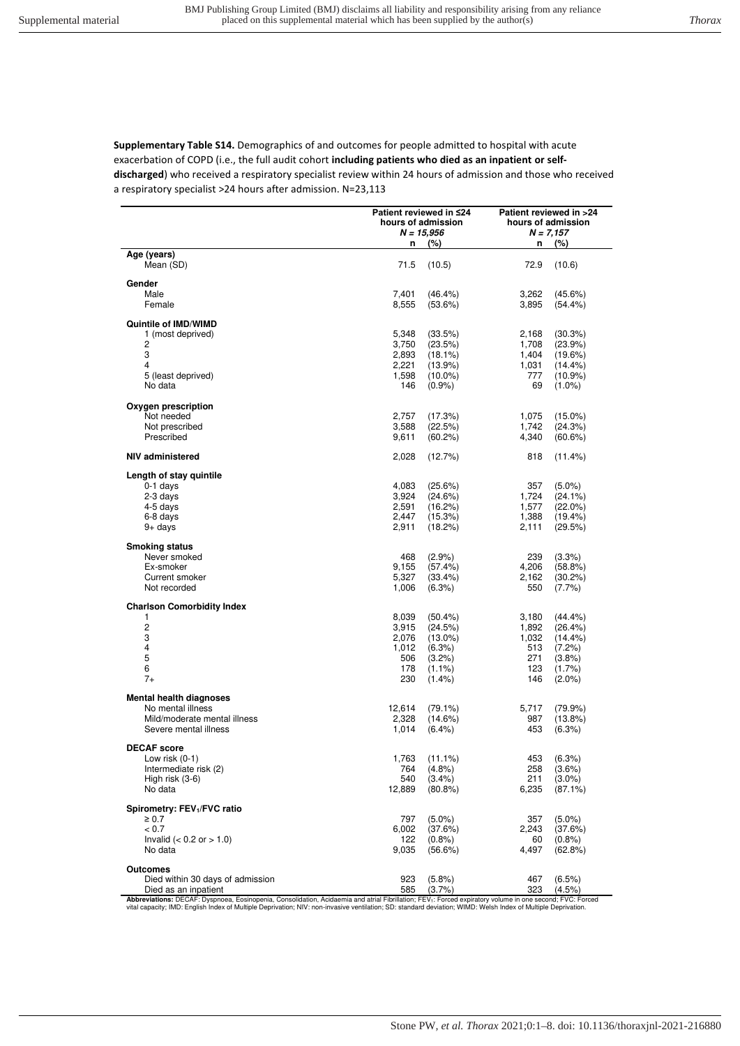**Supplementary Table S14.** Demographics of and outcomes for people admitted to hospital with acute exacerbation of COPD (i.e., the full audit cohort **including patients who died as an inpatient or self-discharged**) who received a respiratory specialist review within 24 hours of admission and those who received a respiratory specialist >24 hours after admission. N=23,113

| | Patient reviewed in ≤24 hours of admission *N = 15,956* | | Patient reviewed in >24 hours of admission *N = 7,157* | |
|---|---|---|---|---|
| | **n** | **(%)** | **n** | **(%)** |
| **Age (years)** | | | | |
| Mean (SD) | 71.5 | (10.5) | 72.9 | (10.6) |
| **Gender** | | | | |
| Male | 7,401 | (46.4%) | 3,262 | (45.6%) |
| Female | 8,555 | (53.6%) | 3,895 | (54.4%) |
| **Quintile of IMD/WIMD** | | | | |
| 1 (most deprived) | 5,348 | (33.5%) | 2,168 | (30.3%) |
| 2 | 3,750 | (23.5%) | 1,708 | (23.9%) |
| 3 | 2,893 | (18.1%) | 1,404 | (19.6%) |
| 4 | 2,221 | (13.9%) | 1,031 | (14.4%) |
| 5 (least deprived) | 1,598 | (10.0%) | 777 | (10.9%) |
| No data | 146 | (0.9%) | 69 | (1.0%) |
| **Oxygen prescription** | | | | |
| Not needed | 2,757 | (17.3%) | 1,075 | (15.0%) |
| Not prescribed | 3,588 | (22.5%) | 1,742 | (24.3%) |
| Prescribed | 9,611 | (60.2%) | 4,340 | (60.6%) |
| **NIV administered** | 2,028 | (12.7%) | 818 | (11.4%) |
| **Length of stay quintile** | | | | |
| 0-1 days | 4,083 | (25.6%) | 357 | (5.0%) |
| 2-3 days | 3,924 | (24.6%) | 1,724 | (24.1%) |
| 4-5 days | 2,591 | (16.2%) | 1,577 | (22.0%) |
| 6-8 days | 2,447 | (15.3%) | 1,388 | (19.4%) |
| 9+ days | 2,911 | (18.2%) | 2,111 | (29.5%) |
| **Smoking status** | | | | |
| Never smoked | 468 | (2.9%) | 239 | (3.3%) |
| Ex-smoker | 9,155 | (57.4%) | 4,206 | (58.8%) |
| Current smoker | 5,327 | (33.4%) | 2,162 | (30.2%) |
| Not recorded | 1,006 | (6.3%) | 550 | (7.7%) |
| **Charlson Comorbidity Index** | | | | |
| 1 | 8,039 | (50.4%) | 3,180 | (44.4%) |
| 2 | 3,915 | (24.5%) | 1,892 | (26.4%) |
| 3 | 2,076 | (13.0%) | 1,032 | (14.4%) |
| 4 | 1,012 | (6.3%) | 513 | (7.2%) |
| 5 | 506 | (3.2%) | 271 | (3.8%) |
| 6 | 178 | (1.1%) | 123 | (1.7%) |
| 7+ | 230 | (1.4%) | 146 | (2.0%) |
| **Mental health diagnoses** | | | | |
| No mental illness | 12,614 | (79.1%) | 5,717 | (79.9%) |
| Mild/moderate mental illness | 2,328 | (14.6%) | 987 | (13.8%) |
| Severe mental illness | 1,014 | (6.4%) | 453 | (6.3%) |
| **DECAF score** | | | | |
| Low risk (0-1) | 1,763 | (11.1%) | 453 | (6.3%) |
| Intermediate risk (2) | 764 | (4.8%) | 258 | (3.6%) |
| High risk (3-6) | 540 | (3.4%) | 211 | (3.0%) |
| No data | 12,889 | (80.8%) | 6,235 | (87.1%) |
| **Spirometry: $FEV_1$/FVC ratio** | | | | |
| ≥ 0.7 | 797 | (5.0%) | 357 | (5.0%) |
| < 0.7 | 6,002 | (37.6%) | 2,243 | (37.6%) |
| Invalid (< 0.2 or > 1.0) | 122 | (0.8%) | 60 | (0.8%) |
| No data | 9,035 | (56.6%) | 4,497 | (62.8%) |
| **Outcomes** | | | | |
| Died within 30 days of admission | 923 | (5.8%) | 467 | (6.5%) |
| Died as an inpatient | 585 | (3.7%) | 323 | (4.5%) |

**Abbreviations:** DECAF: Dyspnoea, Eosinopenia, Consolidation, Acidaemia and atrial Fibrillation; $FEV_1$: Forced expiratory volume in one second; FVC: Forced vital capacity; IMD: English Index of Multiple Deprivation; NIV: non-invasive ventilation; SD: standard deviation; WIMD: Welsh Index of Multiple Deprivation.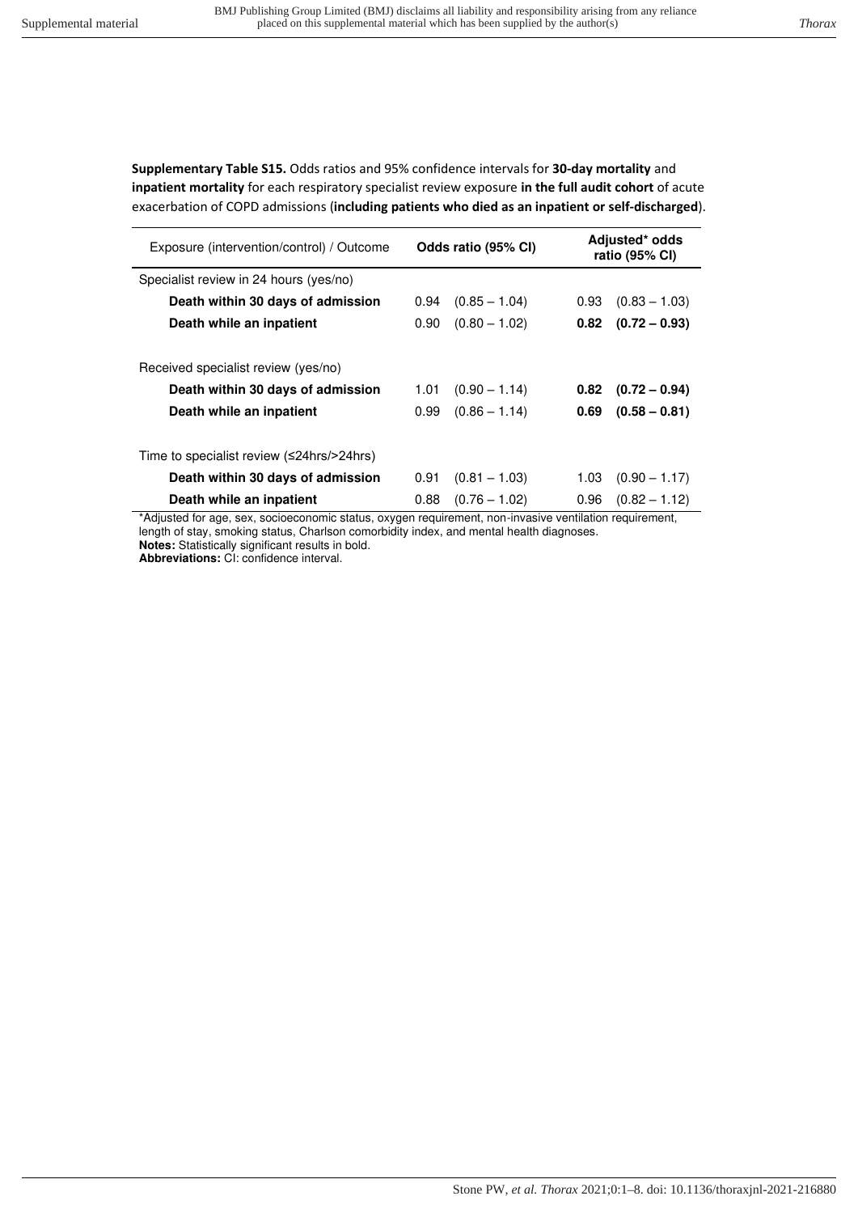**Supplementary Table S15.** Odds ratios and 95% confidence intervals for **30-day mortality** and **inpatient mortality** for each respiratory specialist review exposure **in the full audit cohort** of acute exacerbation of COPD admissions (**including patients who died as an inpatient or self-discharged**).

| Exposure (intervention/control) / Outcome | Odds ratio (95% CI) | | Adjusted* odds ratio (95% CI) | |
|---|---|---|---|---|
| Specialist review in 24 hours (yes/no) | | | | |
| **Death within 30 days of admission** | 0.94 | (0.85 – 1.04) | 0.93 | (0.83 – 1.03) |
| **Death while an inpatient** | 0.90 | (0.80 – 1.02) | **0.82** | **(0.72 – 0.93)** |
| Received specialist review (yes/no) | | | | |
| **Death within 30 days of admission** | 1.01 | (0.90 – 1.14) | **0.82** | **(0.72 – 0.94)** |
| **Death while an inpatient** | 0.99 | (0.86 – 1.14) | **0.69** | **(0.58 – 0.81)** |
| Time to specialist review (≤24hrs/>24hrs) | | | | |
| **Death within 30 days of admission** | 0.91 | (0.81 – 1.03) | 1.03 | (0.90 – 1.17) |
| **Death while an inpatient** | 0.88 | (0.76 – 1.02) | 0.96 | (0.82 – 1.12) |

*Adjusted for age, sex, socioeconomic status, oxygen requirement, non-invasive ventilation requirement, length of stay, smoking status, Charlson comorbidity index, and mental health diagnoses.
**Notes:** Statistically significant results in bold.
**Abbreviations:** CI: confidence interval.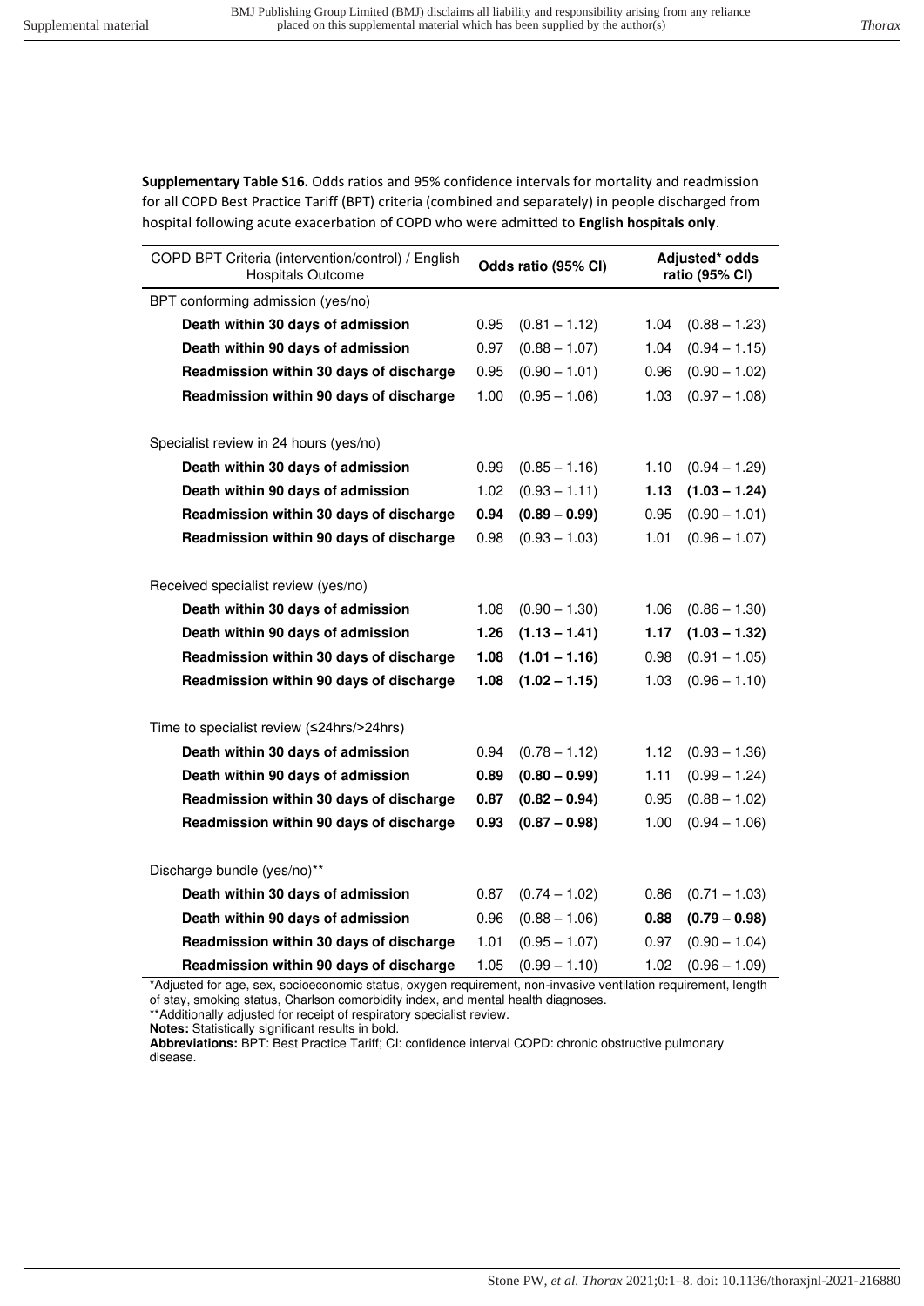**Supplementary Table S16.** Odds ratios and 95% confidence intervals for mortality and readmission for all COPD Best Practice Tariff (BPT) criteria (combined and separately) in people discharged from hospital following acute exacerbation of COPD who were admitted to **English hospitals only**.

| COPD BPT Criteria (intervention/control) / English Hospitals Outcome | Odds ratio (95% CI) | Adjusted* odds ratio (95% CI) |
|---|---|---|
| BPT conforming admission (yes/no) | | |
| **Death within 30 days of admission** | 0.95 (0.81 – 1.12) | 1.04 (0.88 – 1.23) |
| **Death within 90 days of admission** | 0.97 (0.88 – 1.07) | 1.04 (0.94 – 1.15) |
| **Readmission within 30 days of discharge** | 0.95 (0.90 – 1.01) | 0.96 (0.90 – 1.02) |
| **Readmission within 90 days of discharge** | 1.00 (0.95 – 1.06) | 1.03 (0.97 – 1.08) |
| Specialist review in 24 hours (yes/no) | | |
| **Death within 30 days of admission** | 0.99 (0.85 – 1.16) | 1.10 (0.94 – 1.29) |
| **Death within 90 days of admission** | 1.02 (0.93 – 1.11) | **1.13 (1.03 – 1.24)** |
| **Readmission within 30 days of discharge** | **0.94 (0.89 – 0.99)** | 0.95 (0.90 – 1.01) |
| **Readmission within 90 days of discharge** | 0.98 (0.93 – 1.03) | 1.01 (0.96 – 1.07) |
| Received specialist review (yes/no) | | |
| **Death within 30 days of admission** | 1.08 (0.90 – 1.30) | 1.06 (0.86 – 1.30) |
| **Death within 90 days of admission** | **1.26 (1.13 – 1.41)** | **1.17 (1.03 – 1.32)** |
| **Readmission within 30 days of discharge** | **1.08 (1.01 – 1.16)** | 0.98 (0.91 – 1.05) |
| **Readmission within 90 days of discharge** | **1.08 (1.02 – 1.15)** | 1.03 (0.96 – 1.10) |
| Time to specialist review (≤24hrs/>24hrs) | | |
| **Death within 30 days of admission** | 0.94 (0.78 – 1.12) | 1.12 (0.93 – 1.36) |
| **Death within 90 days of admission** | **0.89 (0.80 – 0.99)** | 1.11 (0.99 – 1.24) |
| **Readmission within 30 days of discharge** | **0.87 (0.82 – 0.94)** | 0.95 (0.88 – 1.02) |
| **Readmission within 90 days of discharge** | **0.93 (0.87 – 0.98)** | 1.00 (0.94 – 1.06) |
| Discharge bundle (yes/no)** | | |
| **Death within 30 days of admission** | 0.87 (0.74 – 1.02) | 0.86 (0.71 – 1.03) |
| **Death within 90 days of admission** | 0.96 (0.88 – 1.06) | **0.88 (0.79 – 0.98)** |
| **Readmission within 30 days of discharge** | 1.01 (0.95 – 1.07) | 0.97 (0.90 – 1.04) |
| **Readmission within 90 days of discharge** | 1.05 (0.99 – 1.10) | 1.02 (0.96 – 1.09) |

*Adjusted for age, sex, socioeconomic status, oxygen requirement, non-invasive ventilation requirement, length of stay, smoking status, Charlson comorbidity index, and mental health diagnoses.

**Additionally adjusted for receipt of respiratory specialist review.

**Notes:** Statistically significant results in bold.

**Abbreviations:** BPT: Best Practice Tariff; CI: confidence interval COPD: chronic obstructive pulmonary disease.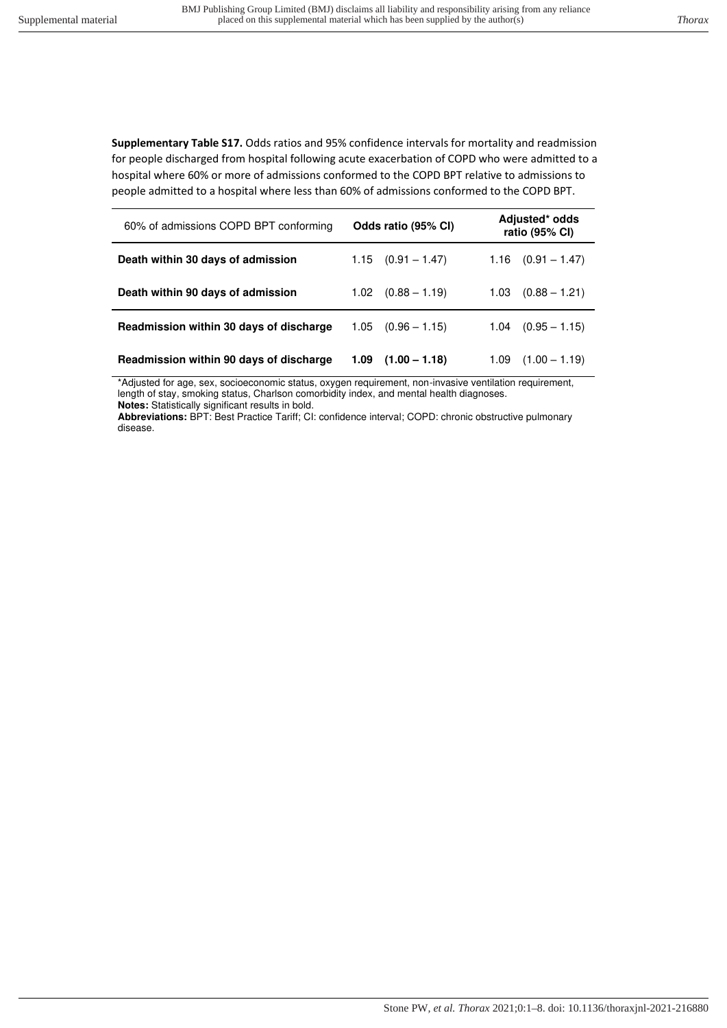**Supplementary Table S17.** Odds ratios and 95% confidence intervals for mortality and readmission for people discharged from hospital following acute exacerbation of COPD who were admitted to a hospital where 60% or more of admissions conformed to the COPD BPT relative to admissions to people admitted to a hospital where less than 60% of admissions conformed to the COPD BPT.

| 60% of admissions COPD BPT conforming | Odds ratio (95% CI) | Adjusted* odds ratio (95% CI) |
|---|---|---|
| **Death within 30 days of admission** | 1.15 (0.91 – 1.47) | 1.16 (0.91 – 1.47) |
| **Death within 90 days of admission** | 1.02 (0.88 – 1.19) | 1.03 (0.88 – 1.21) |
| **Readmission within 30 days of discharge** | 1.05 (0.96 – 1.15) | 1.04 (0.95 – 1.15) |
| **Readmission within 90 days of discharge** | **1.09 (1.00 – 1.18)** | 1.09 (1.00 – 1.19) |

*Adjusted for age, sex, socioeconomic status, oxygen requirement, non-invasive ventilation requirement, length of stay, smoking status, Charlson comorbidity index, and mental health diagnoses.

**Notes:** Statistically significant results in bold.

**Abbreviations:** BPT: Best Practice Tariff; CI: confidence interval; COPD: chronic obstructive pulmonary disease.